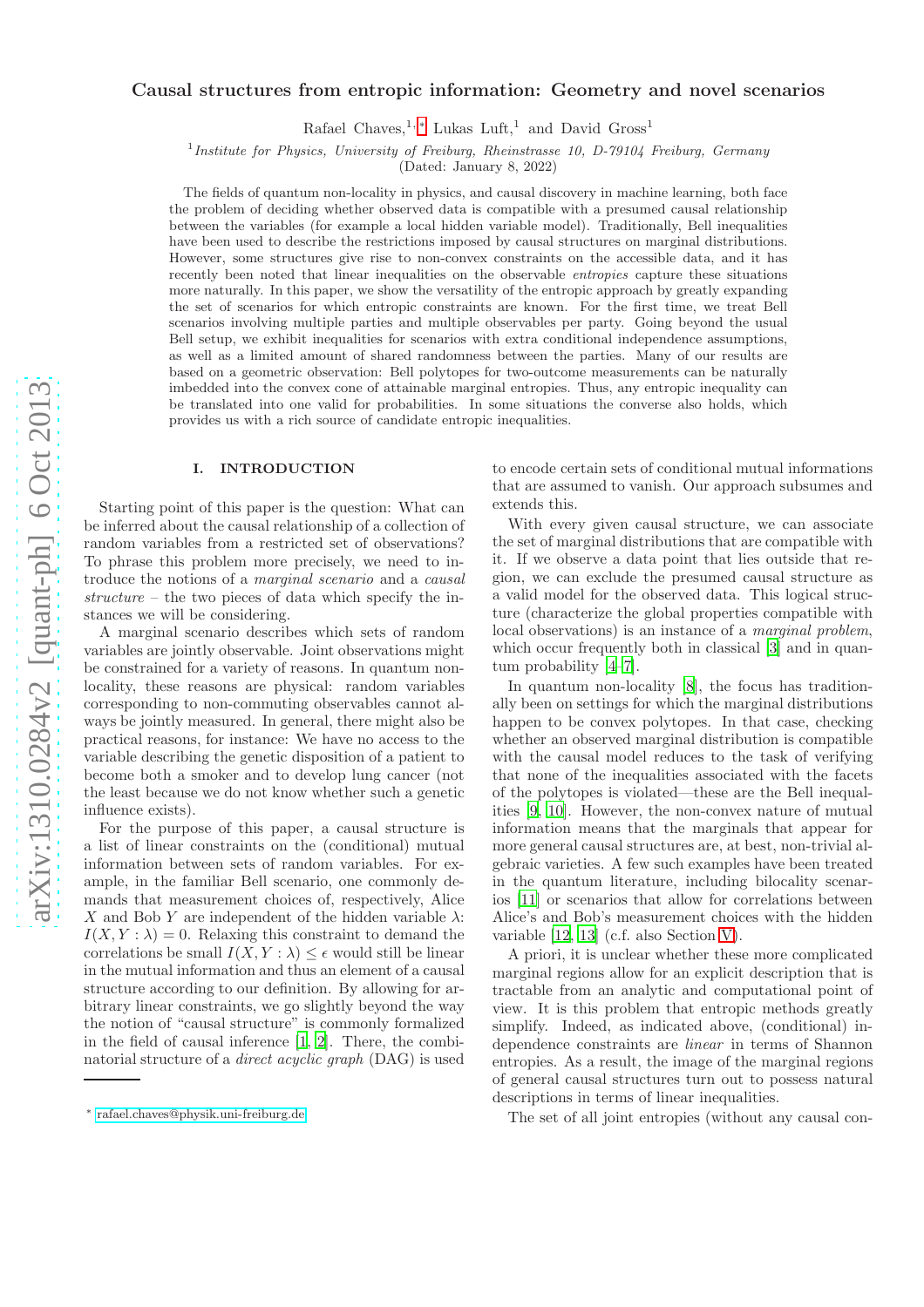# Causal structures from entropic information: Geometry and novel scenarios

Rafael Chaves,[1,*] Lukas Luft,[1] and David Gross[1]

[1]*Institute for Physics, University of Freiburg, Rheinstrasse 10, D-79104 Freiburg, Germany*

(Dated: January 8, 2022)

The fields of quantum non-locality in physics, and causal discovery in machine learning, both face the problem of deciding whether observed data is compatible with a presumed causal relationship between the variables (for example a local hidden variable model). Traditionally, Bell inequalities have been used to describe the restrictions imposed by causal structures on marginal distributions. However, some structures give rise to non-convex constraints on the accessible data, and it has recently been noted that linear inequalities on the observable *entropies* capture these situations more naturally. In this paper, we show the versatility of the entropic approach by greatly expanding the set of scenarios for which entropic constraints are known. For the first time, we treat Bell scenarios involving multiple parties and multiple observables per party. Going beyond the usual Bell setup, we exhibit inequalities for scenarios with extra conditional independence assumptions, as well as a limited amount of shared randomness between the parties. Many of our results are based on a geometric observation: Bell polytopes for two-outcome measurements can be naturally imbedded into the convex cone of attainable marginal entropies. Thus, any entropic inequality can be translated into one valid for probabilities. In some situations the converse also holds, which provides us with a rich source of candidate entropic inequalities.

## I. INTRODUCTION

Starting point of this paper is the question: What can be inferred about the causal relationship of a collection of random variables from a restricted set of observations? To phrase this problem more precisely, we need to introduce the notions of a *marginal scenario* and a *causal structure* – the two pieces of data which specify the instances we will be considering.

A marginal scenario describes which sets of random variables are jointly observable. Joint observations might be constrained for a variety of reasons. In quantum non-locality, these reasons are physical: random variables corresponding to non-commuting observables cannot always be jointly measured. In general, there might also be practical reasons, for instance: We have no access to the variable describing the genetic disposition of a patient to become both a smoker and to develop lung cancer (not the least because we do not know whether such a genetic influence exists).

For the purpose of this paper, a causal structure is a list of linear constraints on the (conditional) mutual information between sets of random variables. For example, in the familiar Bell scenario, one commonly demands that measurement choices of, respectively, Alice $X$ and Bob $Y$ are independent of the hidden variable $\lambda$: $I(X, Y : \lambda) = 0$. Relaxing this constraint to demand the correlations be small $I(X, Y : \lambda) \leq \epsilon$ would still be linear in the mutual information and thus an element of a causal structure according to our definition. By allowing for arbitrary linear constraints, we go slightly beyond the way the notion of "causal structure" is commonly formalized in the field of causal inference [1, 2]. There, the combinatorial structure of a *direct acyclic graph* (DAG) is used to encode certain sets of conditional mutual informations that are assumed to vanish. Our approach subsumes and extends this.

With every given causal structure, we can associate the set of marginal distributions that are compatible with it. If we observe a data point that lies outside that region, we can exclude the presumed causal structure as a valid model for the observed data. This logical structure (characterize the global properties compatible with local observations) is an instance of a *marginal problem*, which occur frequently both in classical [3] and in quantum probability [4–7].

In quantum non-locality [8], the focus has traditionally been on settings for which the marginal distributions happen to be convex polytopes. In that case, checking whether an observed marginal distribution is compatible with the causal model reduces to the task of verifying that none of the inequalities associated with the facets of the polytopes is violated—these are the Bell inequalities [9, 10]. However, the non-convex nature of mutual information means that the marginals that appear for more general causal structures are, at best, non-trivial algebraic varieties. A few such examples have been treated in the quantum literature, including bilocality scenarios [11] or scenarios that allow for correlations between Alice's and Bob's measurement choices with the hidden variable [12, 13] (c.f. also Section V).

A priori, it is unclear whether these more complicated marginal regions allow for an explicit description that is tractable from an analytic and computational point of view. It is this problem that entropic methods greatly simplify. Indeed, as indicated above, (conditional) independence constraints are *linear* in terms of Shannon entropies. As a result, the image of the marginal regions of general causal structures turn out to possess natural descriptions in terms of linear inequalities.

The set of all joint entropies (without any causal con-

* rafael.chaves@physik.uni-freiburg.de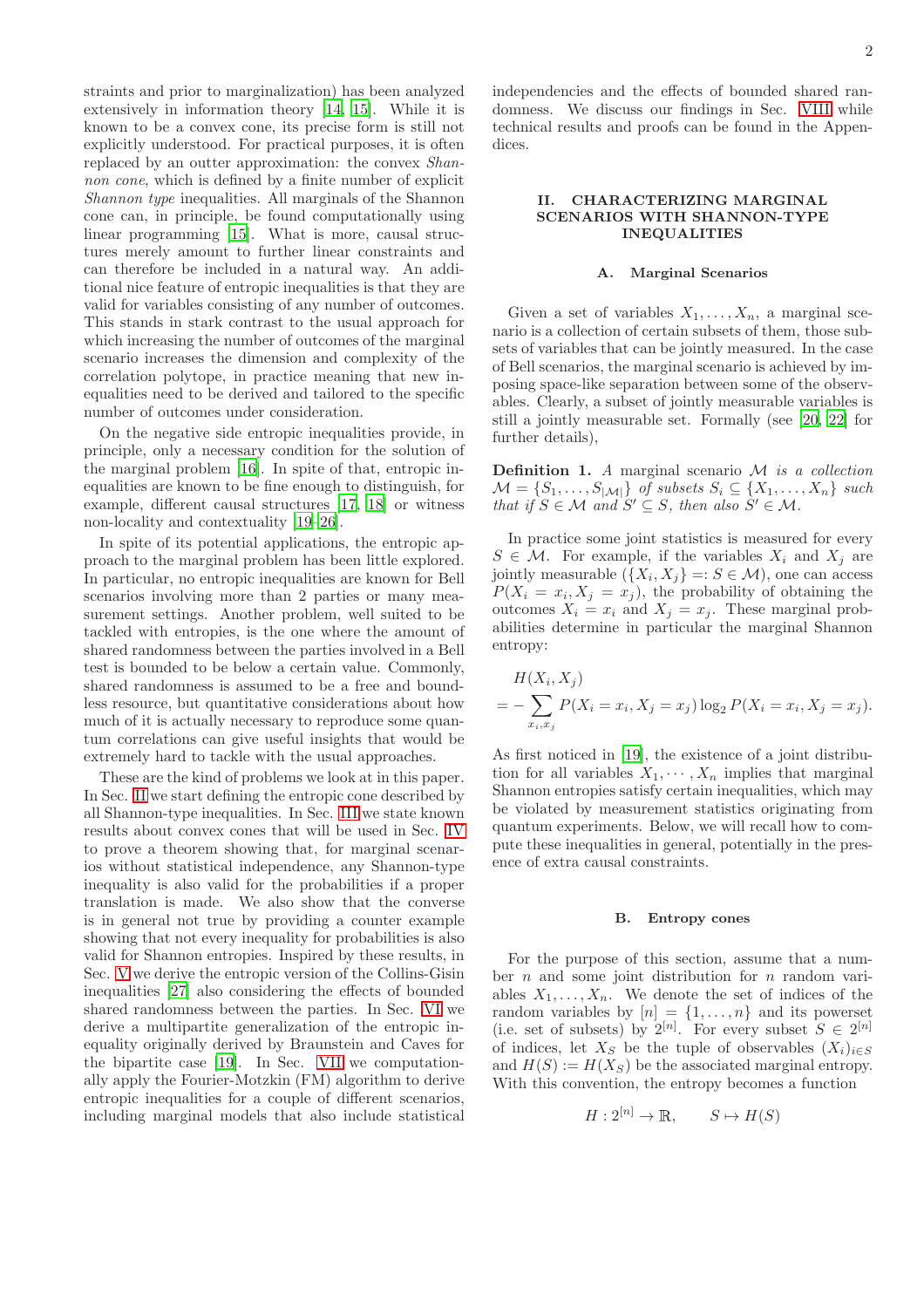straints and prior to marginalization) has been analyzed extensively in information theory [14, 15]. While it is known to be a convex cone, its precise form is still not explicitly understood. For practical purposes, it is often replaced by an outter approximation: the convex *Shannon cone*, which is defined by a finite number of explicit *Shannon type* inequalities. All marginals of the Shannon cone can, in principle, be found computationally using linear programming [15]. What is more, causal structures merely amount to further linear constraints and can therefore be included in a natural way. An additional nice feature of entropic inequalities is that they are valid for variables consisting of any number of outcomes. This stands in stark contrast to the usual approach for which increasing the number of outcomes of the marginal scenario increases the dimension and complexity of the correlation polytope, in practice meaning that new inequalities need to be derived and tailored to the specific number of outcomes under consideration.

On the negative side entropic inequalities provide, in principle, only a necessary condition for the solution of the marginal problem [16]. In spite of that, entropic inequalities are known to be fine enough to distinguish, for example, different causal structures [17, 18] or witness non-locality and contextuality [19–26].

In spite of its potential applications, the entropic approach to the marginal problem has been little explored. In particular, no entropic inequalities are known for Bell scenarios involving more than 2 parties or many measurement settings. Another problem, well suited to be tackled with entropies, is the one where the amount of shared randomness between the parties involved in a Bell test is bounded to be below a certain value. Commonly, shared randomness is assumed to be a free and boundless resource, but quantitative considerations about how much of it is actually necessary to reproduce some quantum correlations can give useful insights that would be extremely hard to tackle with the usual approaches.

These are the kind of problems we look at in this paper. In Sec. II we start defining the entropic cone described by all Shannon-type inequalities. In Sec. III we state known results about convex cones that will be used in Sec. IV to prove a theorem showing that, for marginal scenarios without statistical independence, any Shannon-type inequality is also valid for the probabilities if a proper translation is made. We also show that the converse is in general not true by providing a counter example showing that not every inequality for probabilities is also valid for Shannon entropies. Inspired by these results, in Sec. V we derive the entropic version of the Collins-Gisin inequalities [27] also considering the effects of bounded shared randomness between the parties. In Sec. VI we derive a multipartite generalization of the entropic inequality originally derived by Braunstein and Caves for the bipartite case [19]. In Sec. VII we computationally apply the Fourier-Motzkin (FM) algorithm to derive entropic inequalities for a couple of different scenarios, including marginal models that also include statistical independencies and the effects of bounded shared randomness. We discuss our findings in Sec. VIII while technical results and proofs can be found in the Appendices.

## II. CHARACTERIZING MARGINAL SCENARIOS WITH SHANNON-TYPE INEQUALITIES

### A. Marginal Scenarios

Given a set of variables $X_1, \ldots, X_n$, a marginal scenario is a collection of certain subsets of them, those subsets of variables that can be jointly measured. In the case of Bell scenarios, the marginal scenario is achieved by imposing space-like separation between some of the observables. Clearly, a subset of jointly measurable variables is still a jointly measurable set. Formally (see [20, 22] for further details),

**Definition 1.** *A marginal scenario $\mathcal{M}$ is a collection $\mathcal{M} = \{S_1, \ldots, S_{|\mathcal{M}|}\}$ of subsets $S_i \subseteq \{X_1, \ldots, X_n\}$ such that if $S \in \mathcal{M}$ and $S' \subseteq S$, then also $S' \in \mathcal{M}$.*

In practice some joint statistics is measured for every $S \in \mathcal{M}$. For example, if the variables $X_i$ and $X_j$ are jointly measurable ($\{X_i, X_j\} =: S \in \mathcal{M}$), one can access $P(X_i = x_i, X_j = x_j)$, the probability of obtaining the outcomes $X_i = x_i$ and $X_j = x_j$. These marginal probabilities determine in particular the marginal Shannon entropy:

$$
\begin{aligned}
&H(X_i, X_j) \\
&= -\sum_{x_i, x_j} P(X_i = x_i, X_j = x_j) \log_2 P(X_i = x_i, X_j = x_j).
\end{aligned}
$$

As first noticed in [19], the existence of a joint distribution for all variables $X_1, \cdots, X_n$ implies that marginal Shannon entropies satisfy certain inequalities, which may be violated by measurement statistics originating from quantum experiments. Below, we will recall how to compute these inequalities in general, potentially in the presence of extra causal constraints.

### B. Entropy cones

For the purpose of this section, assume that a number $n$ and some joint distribution for $n$ random variables $X_1, \ldots, X_n$. We denote the set of indices of the random variables by $[n] = \{1, \ldots, n\}$ and its powerset (i.e. set of subsets) by $2^{[n]}$. For every subset $S \in 2^{[n]}$ of indices, let $X_S$ be the tuple of observables $(X_i)_{i \in S}$ and $H(S) := H(X_S)$ be the associated marginal entropy. With this convention, the entropy becomes a function

$$
H : 2^{[n]} \to \mathbb{R}, \qquad S \mapsto H(S)
$$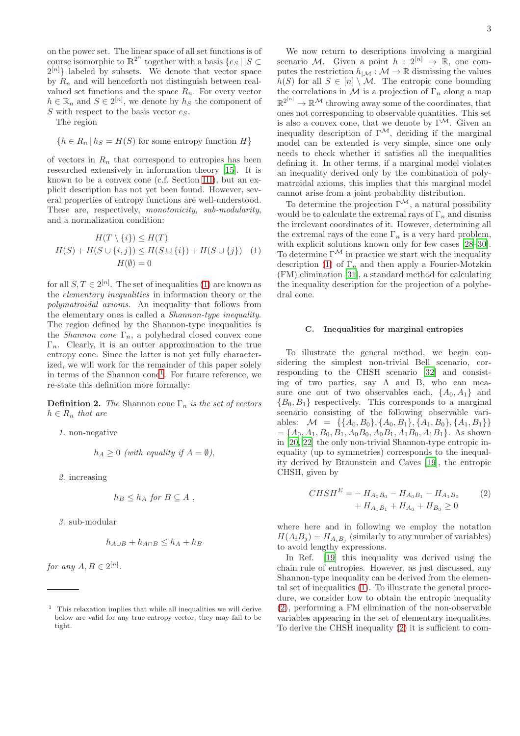on the power set. The linear space of all set functions is of course isomorphic to $\mathbb{R}^{2^n}$ together with a basis $\{e_S \,|\, |S \subset 2^{[n]}\}$ labeled by subsets. We denote that vector space by $R_n$ and will henceforth not distinguish between real-valued set functions and the space $R_n$. For every vector $h \in \mathbb{R}_n$ and $S \in 2^{[n]}$, we denote by $h_S$ the component of $S$ with respect to the basis vector $e_S$.

The region

$$\{h \in R_n \,|\, h_S = H(S) \text{ for some entropy function } H\}$$

of vectors in $R_n$ that correspond to entropies has been researched extensively in information theory [15]. It is known to be a convex cone (c.f. Section III), but an explicit description has not yet been found. However, several properties of entropy functions are well-understood. These are, respectively, *monotonicity*, *sub-modularity*, and a normalization condition:

$$\begin{aligned} H(T \setminus \{i\}) &\leq H(T) \\ H(S) + H(S \cup \{i,j\}) &\leq H(S \cup \{i\}) + H(S \cup \{j\}) \\ H(\emptyset) &= 0 \end{aligned} \tag{1}$$

for all $S, T \in 2^{[n]}$. The set of inequalities (1) are known as the *elementary inequalities* in information theory or the *polymatroidal axioms*. An inequality that follows from the elementary ones is called a *Shannon-type inequality*. The region defined by the Shannon-type inequalities is the *Shannon cone* $\Gamma_n$, a polyhedral closed convex cone $\Gamma_n$. Clearly, it is an outter approximation to the true entropy cone. Since the latter is not yet fully characterized, we will work for the remainder of this paper solely in terms of the Shannon cone[1]. For future reference, we re-state this definition more formally:

**Definition 2.** *The* Shannon cone $\Gamma_n$ *is the set of vectors* $h \in R_n$ *that are*

1. non-negative

$$h_A \geq 0 \text{ (with equality if } A = \emptyset),$$

2. increasing

$$h_B \leq h_A \text{ for } B \subseteq A \;,$$

3. sub-modular

$$h_{A\cup B} + h_{A\cap B} \leq h_A + h_B$$

*for any* $A, B \in 2^{[n]}$.

We now return to descriptions involving a marginal scenario $\mathcal{M}$. Given a point $h : 2^{[n]} \to \mathbb{R}$, one computes the restriction $h_{|\mathcal{M}} : \mathcal{M} \to \mathbb{R}$ dismissing the values $h(S)$ for all $S \in [n] \setminus \mathcal{M}$. The entropic cone bounding the correlations in $\mathcal{M}$ is a projection of $\Gamma_n$ along a map $\mathbb{R}^{2^{[n]}} \to \mathbb{R}^{\mathcal{M}}$ throwing away some of the coordinates, that ones not corresponding to observable quantities. This set is also a convex cone, that we denote by $\Gamma^{\mathcal{M}}$. Given an inequality description of $\Gamma^{\mathcal{M}}$, deciding if the marginal model can be extended is very simple, since one only needs to check whether it satisfies all the inequalities defining it. In other terms, if a marginal model violates an inequality derived only by the combination of polymatroidal axioms, this implies that this marginal model cannot arise from a joint probability distribution.

To determine the projection $\Gamma^{\mathcal{M}}$, a natural possibility would be to calculate the extremal rays of $\Gamma_n$ and dismiss the irrelevant coordinates of it. However, determining all the extremal rays of the cone $\Gamma_n$ is a very hard problem, with explicit solutions known only for few cases [28–30]. To determine $\Gamma^{\mathcal{M}}$ in practice we start with the inequality description (1) of $\Gamma_n$ and then apply a Fourier-Motzkin (FM) elimination [31], a standard method for calculating the inequality description for the projection of a polyhedral cone.

### C. Inequalities for marginal entropies

To illustrate the general method, we begin considering the simplest non-trivial Bell scenario, corresponding to the CHSH scenario [32] and consisting of two parties, say A and B, who can measure one out of two observables each, $\{A_0, A_1\}$ and $\{B_0, B_1\}$ respectively. This corresponds to a marginal scenario consisting of the following observable variables: $\mathcal{M} = \{\{A_0, B_0\}, \{A_0, B_1\}, \{A_1, B_0\}, \{A_1, B_1\}\} = \{A_0, A_1, B_0, B_1, A_0B_0, A_0B_1, A_1B_0, A_1B_1\}$. As shown in [20, 22] the only non-trivial Shannon-type entropic inequality (up to symmetries) corresponds to the inequality derived by Braunstein and Caves [19], the entropic CHSH, given by

$$\begin{aligned} CHSH^E = &- H_{A_0B_0} - H_{A_0B_1} - H_{A_1B_0} \\ &+ H_{A_1B_1} + H_{A_0} + H_{B_0} \geq 0 \end{aligned} \tag{2}$$

where here and in following we employ the notation $H(A_iB_j) = H_{A_iB_j}$ (similarly to any number of variables) to avoid lengthy expressions.

In Ref. [19] this inequality was derived using the chain rule of entropies. However, as just discussed, any Shannon-type inequality can be derived from the elemental set of inequalities (1). To illustrate the general procedure, we consider how to obtain the entropic inequality (2), performing a FM elimination of the non-observable variables appearing in the set of elementary inequalities. To derive the CHSH inequality (2) it is sufficient to com-

---

[1] This relaxation implies that while all inequalities we will derive below are valid for any true entropy vector, they may fail to be tight.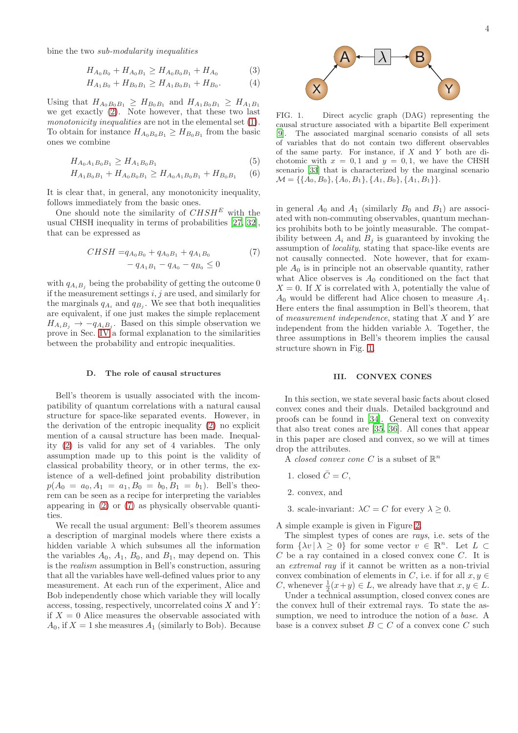bine the two *sub-modularity inequalities*

$$H_{A_0B_0} + H_{A_0B_1} \geq H_{A_0B_0B_1} + H_{A_0} \tag{3}$$
$$H_{A_1B_0} + H_{B_0B_1} \geq H_{A_1B_0B_1} + H_{B_0}. \tag{4}$$

Using that $H_{A_0B_0B_1} \geq H_{B_0B_1}$ and $H_{A_1B_0B_1} \geq H_{A_1B_1}$ we get exactly (2). Note however, that these two last *monotonicity inequalities* are not in the elemental set (1). To obtain for instance $H_{A_0B_0B_1} \geq H_{B_0B_1}$ from the basic ones we combine

$$H_{A_0A_1B_0B_1} \geq H_{A_1B_0B_1} \tag{5}$$
$$H_{A_1B_0B_1} + H_{A_0B_0B_1} \geq H_{A_0A_1B_0B_1} + H_{B_0B_1} \tag{6}$$

It is clear that, in general, any monotonicity inequality, follows immediately from the basic ones.

One should note the similarity of $CHSH^E$ with the usual CHSH inequality in terms of probabilities [27, 32], that can be expressed as

$$\begin{aligned} CHSH = & q_{A_0B_0} + q_{A_0B_1} + q_{A_1B_0} \\ & - q_{A_1B_1} - q_{A_0} - q_{B_0} \leq 0 \end{aligned} \tag{7}$$

with $q_{A_iB_j}$ being the probability of getting the outcome 0 if the measurement settings $i, j$ are used, and similarly for the marginals $q_{A_i}$ and $q_{B_j}$. We see that both inequalities are equivalent, if one just makes the simple replacement $H_{A_iB_j} \rightarrow -q_{A_iB_j}$. Based on this simple observation we prove in Sec. IV a formal explanation to the similarities between the probability and entropic inequalities.

### D. The role of causal structures

Bell's theorem is usually associated with the incompatibility of quantum correlations with a natural causal structure for space-like separated events. However, in the derivation of the entropic inequality (2) no explicit mention of a causal structure has been made. Inequality (2) is valid for any set of 4 variables. The only assumption made up to this point is the validity of classical probability theory, or in other terms, the existence of a well-defined joint probability distribution $p(A_0 = a_0, A_1 = a_1, B_0 = b_0, B_1 = b_1)$. Bell's theorem can be seen as a recipe for interpreting the variables appearing in (2) or (7) as physically observable quantities.

We recall the usual argument: Bell's theorem assumes a description of marginal models where there exists a hidden variable $\lambda$ which subsumes all the information the variables $A_0$, $A_1$, $B_0$, and $B_1$, may depend on. This is the *realism* assumption in Bell's construction, assuring that all the variables have well-defined values prior to any measurement. At each run of the experiment, Alice and Bob independently chose which variable they will locally access, tossing, respectively, uncorrelated coins $X$ and $Y$: if $X = 0$ Alice measures the observable associated with $A_0$, if $X = 1$ she measures $A_1$ (similarly to Bob). Because in general $A_0$ and $A_1$ (similarly $B_0$ and $B_1$) are associated with non-commuting observables, quantum mechanics prohibits both to be jointly measurable. The compatibility between $A_i$ and $B_j$ is guaranteed by invoking the assumption of *locality*, stating that space-like events are not causally connected. Note however, that for example $A_0$ is in principle not an observable quantity, rather what Alice observes is $A_0$ conditioned on the fact that $X = 0$. If $X$ is correlated with $\lambda$, potentially the value of $A_0$ would be different had Alice chosen to measure $A_1$. Here enters the final assumption in Bell's theorem, that of *measurement independence*, stating that $X$ and $Y$ are independent from the hidden variable $\lambda$. Together, the three assumptions in Bell's theorem implies the causal structure shown in Fig. 1.

FIG. 1. Direct acyclic graph (DAG) representing the causal structure associated with a bipartite Bell experiment [9]. The associated marginal scenario consists of all sets of variables that do not contain two different observables of the same party. For instance, if $X$ and $Y$ both are dichotomic with $x = 0, 1$ and $y = 0, 1$, we have the CHSH scenario [33] that is characterized by the marginal scenario $\mathcal{M} = \{\{A_0, B_0\}, \{A_0, B_1\}, \{A_1, B_0\}, \{A_1, B_1\}\}$.

## III. CONVEX CONES

In this section, we state several basic facts about closed convex cones and their duals. Detailed background and proofs can be found in [34]. General text on convexity that also treat cones are [35, 36]. All cones that appear in this paper are closed and convex, so we will at times drop the attributes.

A *closed convex cone* $C$ is a subset of $\mathbb{R}^n$

1. closed $\bar{C} = C$,
2. convex, and
3. scale-invariant: $\lambda C = C$ for every $\lambda \geq 0$.

A simple example is given in Figure 2.

The simplest types of cones are *rays*, i.e. sets of the form $\{\lambda v \,|\, \lambda \geq 0\}$ for some vector $v \in \mathbb{R}^n$. Let $L \subset C$ be a ray contained in a closed convex cone $C$. It is an *extremal ray* if it cannot be written as a non-trivial convex combination of elements in $C$, i.e. if for all $x, y \in C$, whenever $\frac{1}{2}(x+y) \in L$, we already have that $x, y \in L$.

Under a technical assumption, closed convex cones are the convex hull of their extremal rays. To state the assumption, we need to introduce the notion of a *base*. A base is a convex subset $B \subset C$ of a convex cone $C$ such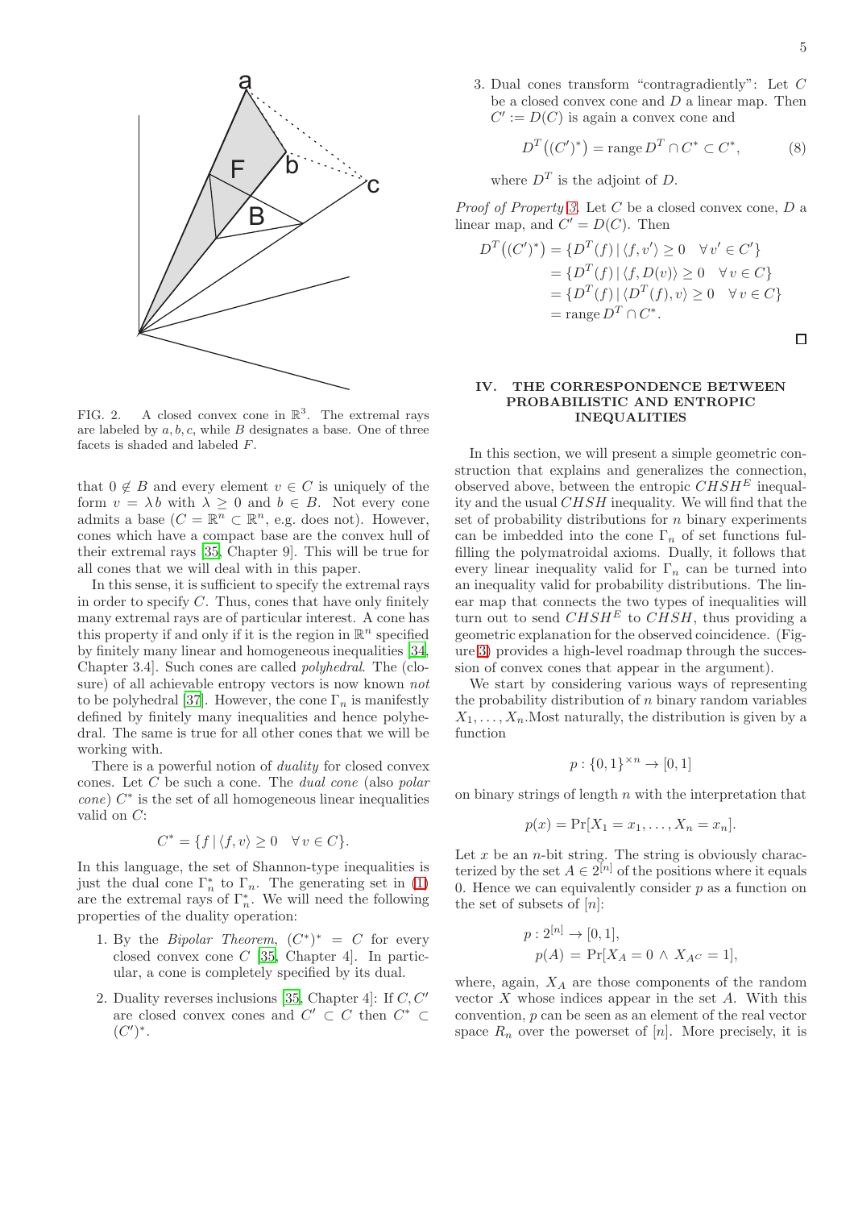FIG. 2. A closed convex cone in $\mathbb{R}^3$. The extremal rays are labeled by $a, b, c$, while $B$ designates a base. One of three facets is shaded and labeled $F$.

that $0 \notin B$ and every element $v \in C$ is uniquely of the form $v = \lambda b$ with $\lambda \geq 0$ and $b \in B$. Not every cone admits a base ($C = \mathbb{R}^n \subset \mathbb{R}^n$, e.g. does not). However, cones which have a compact base are the convex hull of their extremal rays [35, Chapter 9]. This will be true for all cones that we will deal with in this paper.

In this sense, it is sufficient to specify the extremal rays in order to specify $C$. Thus, cones that have only finitely many extremal rays are of particular interest. A cone has this property if and only if it is the region in $\mathbb{R}^n$ specified by finitely many linear and homogeneous inequalities [34, Chapter 3.4]. Such cones are called *polyhedral*. The (closure) of all achievable entropy vectors is now known *not* to be polyhedral [37]. However, the cone $\Gamma_n$ is manifestly defined by finitely many inequalities and hence polyhedral. The same is true for all other cones that we will be working with.

There is a powerful notion of *duality* for closed convex cones. Let $C$ be such a cone. The *dual cone* (also *polar cone*) $C^*$ is the set of all homogeneous linear inequalities valid on $C$:

$$C^* = \{f \,|\, \langle f, v\rangle \geq 0 \quad \forall\, v \in C\}.$$

In this language, the set of Shannon-type inequalities is just the dual cone $\Gamma_n^*$ to $\Gamma_n$. The generating set in (1) are the extremal rays of $\Gamma_n^*$. We will need the following properties of the duality operation:

1. By the *Bipolar Theorem*, $(C^*)^* = C$ for every closed convex cone $C$ [35, Chapter 4]. In particular, a cone is completely specified by its dual.

2. Duality reverses inclusions [35, Chapter 4]: If $C, C'$ are closed convex cones and $C' \subset C$ then $C^* \subset (C')^*$.

3. Dual cones transform "contragradiently": Let $C$ be a closed convex cone and $D$ a linear map. Then $C' := D(C)$ is again a convex cone and

$$D^T\big((C')^*\big) = \operatorname{range} D^T \cap C^* \subset C^*, \tag{8}$$

where $D^T$ is the adjoint of $D$.

*Proof of Property 3.* Let $C$ be a closed convex cone, $D$ a linear map, and $C' = D(C)$. Then

$$\begin{aligned}
D^T\big((C')^*\big) &= \{D^T(f) \,|\, \langle f, v'\rangle \geq 0 \quad \forall\, v' \in C'\} \\
&= \{D^T(f) \,|\, \langle f, D(v)\rangle \geq 0 \quad \forall\, v \in C\} \\
&= \{D^T(f) \,|\, \langle D^T(f), v\rangle \geq 0 \quad \forall\, v \in C\} \\
&= \operatorname{range} D^T \cap C^*.
\end{aligned}$$

□

## IV. THE CORRESPONDENCE BETWEEN PROBABILISTIC AND ENTROPIC INEQUALITIES

In this section, we will present a simple geometric construction that explains and generalizes the connection, observed above, between the entropic $CHSH^E$ inequality and the usual $CHSH$ inequality. We will find that the set of probability distributions for $n$ binary experiments can be imbedded into the cone $\Gamma_n$ of set functions fulfilling the polymatroidal axioms. Dually, it follows that every linear inequality valid for $\Gamma_n$ can be turned into an inequality valid for probability distributions. The linear map that connects the two types of inequalities will turn out to send $CHSH^E$ to $CHSH$, thus providing a geometric explanation for the observed coincidence. (Figure 3) provides a high-level roadmap through the succession of convex cones that appear in the argument).

We start by considering various ways of representing the probability distribution of $n$ binary random variables $X_1, \dots, X_n$.Most naturally, the distribution is given by a function

$$p : \{0,1\}^{\times n} \to [0,1]$$

on binary strings of length $n$ with the interpretation that

$$p(x) = \Pr[X_1 = x_1, \dots, X_n = x_n].$$

Let $x$ be an $n$-bit string. The string is obviously characterized by the set $A \in 2^{[n]}$ of the positions where it equals 0. Hence we can equivalently consider $p$ as a function on the set of subsets of $[n]$:

$$\begin{aligned}
p &: 2^{[n]} \to [0,1], \\
p(A) &= \Pr[X_A = 0 \wedge X_{A^C} = 1],
\end{aligned}$$

where, again, $X_A$ are those components of the random vector $X$ whose indices appear in the set $A$. With this convention, $p$ can be seen as an element of the real vector space $R_n$ over the powerset of $[n]$. More precisely, it is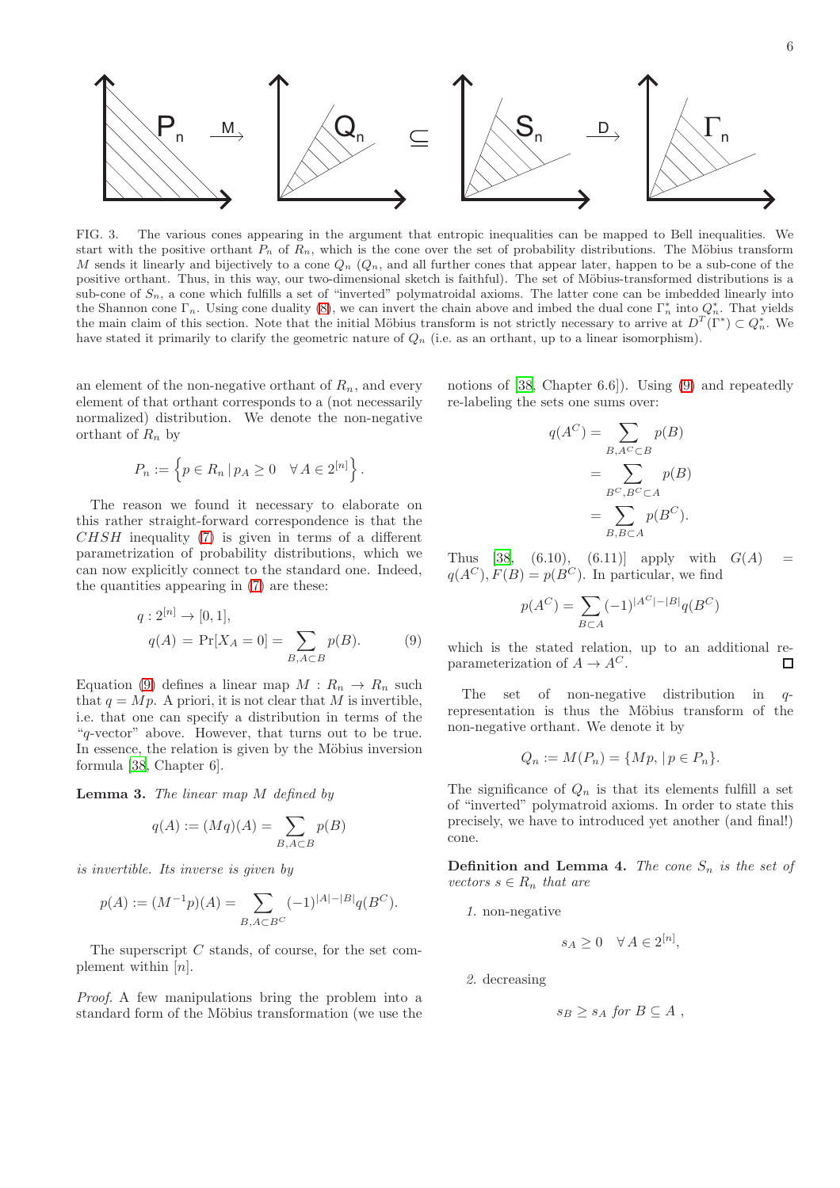FIG. 3. The various cones appearing in the argument that entropic inequalities can be mapped to Bell inequalities. We start with the positive orthant $P_n$ of $R_n$, which is the cone over the set of probability distributions. The Möbius transform $M$ sends it linearly and bijectively to a cone $Q_n$ ($Q_n$, and all further cones that appear later, happen to be a sub-cone of the positive orthant. Thus, in this way, our two-dimensional sketch is faithful). The set of Möbius-transformed distributions is a sub-cone of $S_n$, a cone which fulfills a set of "inverted" polymatroidal axioms. The latter cone can be imbedded linearly into the Shannon cone $\Gamma_n$. Using cone duality (8), we can invert the chain above and imbed the dual cone $\Gamma_n^*$ into $Q_n^*$. That yields the main claim of this section. Note that the initial Möbius transform is not strictly necessary to arrive at $D^T(\Gamma^*) \subset Q_n^*$. We have stated it primarily to clarify the geometric nature of $Q_n$ (i.e. as an orthant, up to a linear isomorphism).

an element of the non-negative orthant of $R_n$, and every element of that orthant corresponds to a (not necessarily normalized) distribution. We denote the non-negative orthant of $R_n$ by

$$P_n := \left\{ p \in R_n \,|\, p_A \geq 0 \quad \forall\, A \in 2^{[n]} \right\}.$$

The reason we found it necessary to elaborate on this rather straight-forward correspondence is that the $CHSH$ inequality (7) is given in terms of a different parametrization of probability distributions, which we can now explicitly connect to the standard one. Indeed, the quantities appearing in (7) are these:

$$\begin{aligned} q &: 2^{[n]} \to [0,1], \\ q(A) &= \Pr[X_A = 0] = \sum_{B, A \subset B} p(B). \end{aligned} \tag{9}$$

Equation (9) defines a linear map $M : R_n \to R_n$ such that $q = Mp$. A priori, it is not clear that $M$ is invertible, i.e. that one can specify a distribution in terms of the "$q$-vector" above. However, that turns out to be true. In essence, the relation is given by the Möbius inversion formula [38, Chapter 6].

**Lemma 3.** *The linear map $M$ defined by*

$$q(A) := (Mq)(A) = \sum_{B, A \subset B} p(B)$$

*is invertible. Its inverse is given by*

$$p(A) := (M^{-1}p)(A) = \sum_{B, A \subset B^C} (-1)^{|A|-|B|} q(B^C).$$

The superscript $C$ stands, of course, for the set complement within $[n]$.

*Proof.* A few manipulations bring the problem into a standard form of the Möbius transformation (we use the notions of [38, Chapter 6.6]). Using (9) and repeatedly re-labeling the sets one sums over:

$$\begin{aligned} q(A^C) &= \sum_{B, A^C \subset B} p(B) \\ &= \sum_{B^C, B^C \subset A} p(B) \\ &= \sum_{B, B \subset A} p(B^C). \end{aligned}$$

Thus [38, (6.10), (6.11)] apply with $G(A) = q(A^C), F(B) = p(B^C)$. In particular, we find

$$p(A^C) = \sum_{B \subset A} (-1)^{|A^C|-|B|} q(B^C)$$

which is the stated relation, up to an additional re-parameterization of $A \to A^C$. □

The set of non-negative distribution in $q$-representation is thus the Möbius transform of the non-negative orthant. We denote it by

$$Q_n := M(P_n) = \{Mp, \,|\, p \in P_n\}.$$

The significance of $Q_n$ is that its elements fulfill a set of "inverted" polymatroid axioms. In order to state this precisely, we have to introduced yet another (and final!) cone.

**Definition and Lemma 4.** *The cone $S_n$ is the set of vectors $s \in R_n$ that are*

1. non-negative

$$s_A \geq 0 \quad \forall\, A \in 2^{[n]},$$

2. decreasing

$$s_B \geq s_A \text{ for } B \subseteq A\ ,$$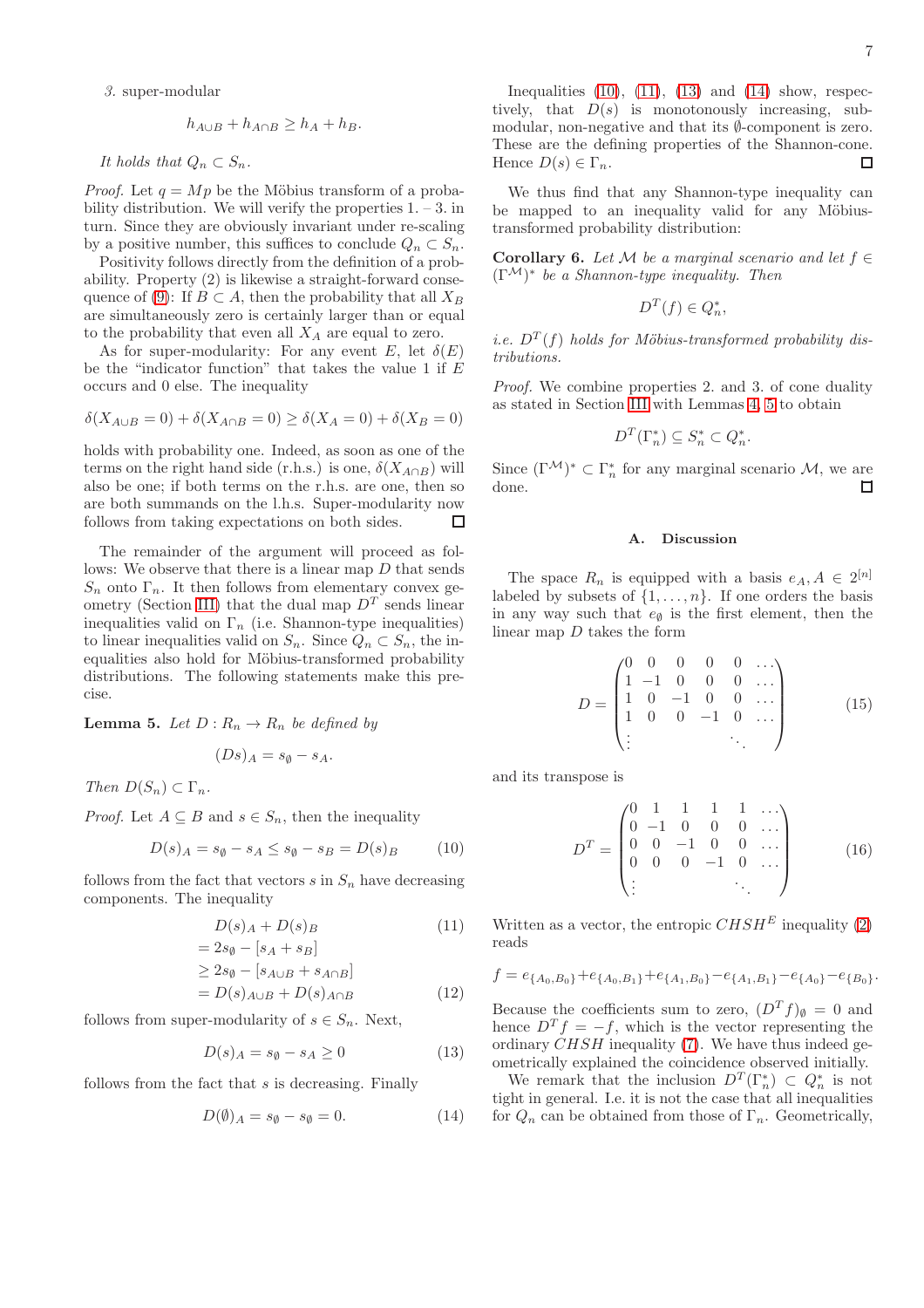*3.* super-modular

$$h_{A\cup B} + h_{A\cap B} \geq h_A + h_B.$$

*It holds that $Q_n \subset S_n$.*

*Proof.* Let $q = Mp$ be the Möbius transform of a probability distribution. We will verify the properties 1. – 3. in turn. Since they are obviously invariant under re-scaling by a positive number, this suffices to conclude $Q_n \subset S_n$.

Positivity follows directly from the definition of a probability. Property (2) is likewise a straight-forward consequence of (9): If $B \subset A$, then the probability that all $X_B$ are simultaneously zero is certainly larger than or equal to the probability that even all $X_A$ are equal to zero.

As for super-modularity: For any event $E$, let $\delta(E)$ be the "indicator function" that takes the value 1 if $E$ occurs and 0 else. The inequality

$$\delta(X_{A\cup B}=0) + \delta(X_{A\cap B}=0) \geq \delta(X_A=0) + \delta(X_B=0)$$

holds with probability one. Indeed, as soon as one of the terms on the right hand side (r.h.s.) is one, $\delta(X_{A\cap B})$ will also be one; if both terms on the r.h.s. are one, then so are both summands on the l.h.s. Super-modularity now follows from taking expectations on both sides. □

The remainder of the argument will proceed as follows: We observe that there is a linear map $D$ that sends $S_n$ onto $\Gamma_n$. It then follows from elementary convex geometry (Section III) that the dual map $D^T$ sends linear inequalities valid on $\Gamma_n$ (i.e. Shannon-type inequalities) to linear inequalities valid on $S_n$. Since $Q_n \subset S_n$, the inequalities also hold for Möbius-transformed probability distributions. The following statements make this precise.

**Lemma 5.** *Let $D : R_n \to R_n$ be defined by*

$$(Ds)_A = s_\emptyset - s_A.$$

*Then $D(S_n) \subset \Gamma_n$.*

*Proof.* Let $A \subseteq B$ and $s \in S_n$, then the inequality

$$D(s)_A = s_\emptyset - s_A \leq s_\emptyset - s_B = D(s)_B \tag{10}$$

follows from the fact that vectors $s$ in $S_n$ have decreasing components. The inequality

$$\begin{aligned} & D(s)_A + D(s)_B && (11)\\ &= 2s_\emptyset - [s_A + s_B] \\ &\geq 2s_\emptyset - [s_{A\cup B} + s_{A\cap B}] \\ &= D(s)_{A\cup B} + D(s)_{A\cap B} && (12)\end{aligned}$$

follows from super-modularity of $s \in S_n$. Next,

$$D(s)_A = s_\emptyset - s_A \geq 0 \tag{13}$$

follows from the fact that $s$ is decreasing. Finally

$$D(\emptyset)_A = s_\emptyset - s_\emptyset = 0. \tag{14}$$

Inequalities (10), (11), (13) and (14) show, respectively, that $D(s)$ is monotonously increasing, sub-modular, non-negative and that its $\emptyset$-component is zero. These are the defining properties of the Shannon-cone. Hence $D(s) \in \Gamma_n$. □

We thus find that any Shannon-type inequality can be mapped to an inequality valid for any Möbius-transformed probability distribution:

**Corollary 6.** *Let $\mathcal{M}$ be a marginal scenario and let $f \in (\Gamma^{\mathcal{M}})^*$ be a Shannon-type inequality. Then*

$$D^T(f) \in Q_n^*,$$

*i.e. $D^T(f)$ holds for Möbius-transformed probability distributions.*

*Proof.* We combine properties 2. and 3. of cone duality as stated in Section III with Lemmas 4, 5 to obtain

$$D^T(\Gamma_n^*) \subseteq S_n^* \subset Q_n^*.$$

Since $(\Gamma^{\mathcal{M}})^* \subset \Gamma_n^*$ for any marginal scenario $\mathcal{M}$, we are done. □

### A. Discussion

The space $R_n$ is equipped with a basis $e_A, A \in 2^{[n]}$ labeled by subsets of $\{1, \dots, n\}$. If one orders the basis in any way such that $e_\emptyset$ is the first element, then the linear map $D$ takes the form

$$D = \begin{pmatrix} 0 & 0 & 0 & 0 & 0 & \dots \\ 1 & -1 & 0 & 0 & 0 & \dots \\ 1 & 0 & -1 & 0 & 0 & \dots \\ 1 & 0 & 0 & -1 & 0 & \dots \\ \vdots & & & & \ddots & \end{pmatrix} \tag{15}$$

and its transpose is

$$D^T = \begin{pmatrix} 0 & 1 & 1 & 1 & 1 & \dots \\ 0 & -1 & 0 & 0 & 0 & \dots \\ 0 & 0 & -1 & 0 & 0 & \dots \\ 0 & 0 & 0 & -1 & 0 & \dots \\ \vdots & & & & \ddots & \end{pmatrix} \tag{16}$$

Written as a vector, the entropic $CHSH^E$ inequality (2) reads

$$f = e_{\{A_0,B_0\}} + e_{\{A_0,B_1\}} + e_{\{A_1,B_0\}} - e_{\{A_1,B_1\}} - e_{\{A_0\}} - e_{\{B_0\}}.$$

Because the coefficients sum to zero, $(D^T f)_\emptyset = 0$ and hence $D^T f = -f$, which is the vector representing the ordinary $CHSH$ inequality (7). We have thus indeed geometrically explained the coincidence observed initially.

We remark that the inclusion $D^T(\Gamma_n^*) \subset Q_n^*$ is not tight in general. I.e. it is not the case that all inequalities for $Q_n$ can be obtained from those of $\Gamma_n$. Geometrically,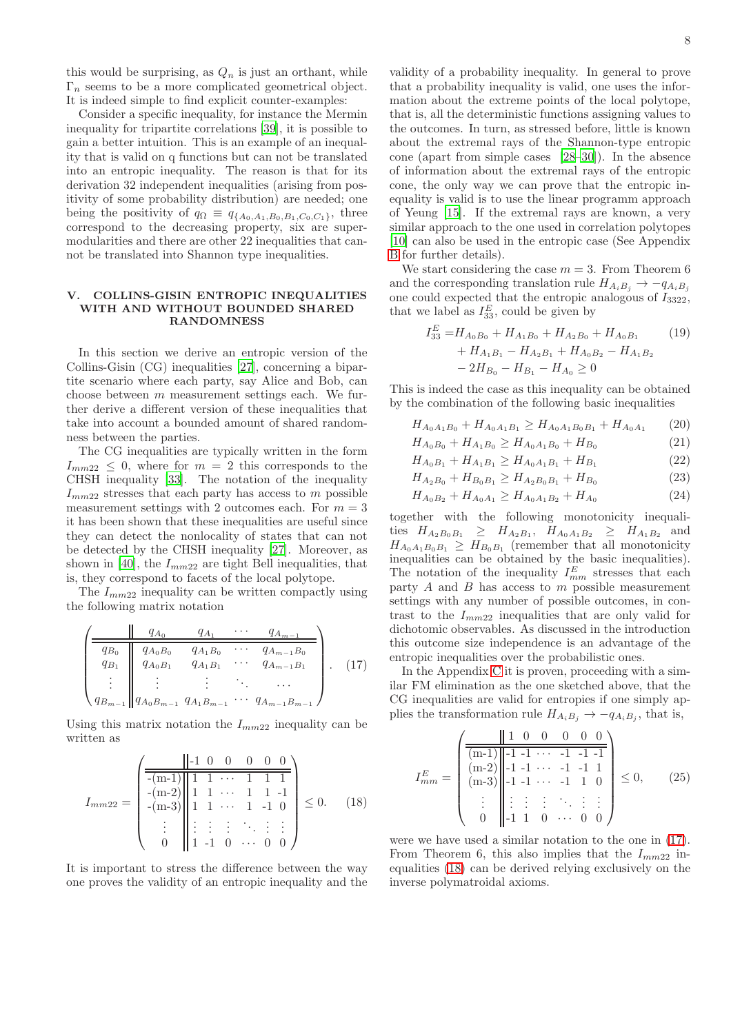this would be surprising, as $Q_n$ is just an orthant, while $\Gamma_n$ seems to be a more complicated geometrical object. It is indeed simple to find explicit counter-examples:

Consider a specific inequality, for instance the Mermin inequality for tripartite correlations [39], it is possible to gain a better intuition. This is an example of an inequality that is valid on q functions but can not be translated into an entropic inequality. The reason is that for its derivation 32 independent inequalities (arising from positivity of some probability distribution) are needed; one being the positivity of $q_\Omega \equiv q_{\{A_0,A_1,B_0,B_1,C_0,C_1\}}$, three correspond to the decreasing property, six are supermodularities and there are other 22 inequalities that cannot be translated into Shannon type inequalities.

## V. COLLINS-GISIN ENTROPIC INEQUALITIES WITH AND WITHOUT BOUNDED SHARED RANDOMNESS

In this section we derive an entropic version of the Collins-Gisin (CG) inequalities [27], concerning a bipartite scenario where each party, say Alice and Bob, can choose between $m$ measurement settings each. We further derive a different version of these inequalities that take into account a bounded amount of shared randomness between the parties.

The CG inequalities are typically written in the form $I_{mm22} \leq 0$, where for $m = 2$ this corresponds to the CHSH inequality [33]. The notation of the inequality $I_{mm22}$ stresses that each party has access to $m$ possible measurement settings with 2 outcomes each. For $m = 3$ it has been shown that these inequalities are useful since they can detect the nonlocality of states that can not be detected by the CHSH inequality [27]. Moreover, as shown in [40], the $I_{mm22}$ are tight Bell inequalities, that is, they correspond to facets of the local polytope.

The $I_{mm22}$ inequality can be written compactly using the following matrix notation

$$
\left(\begin{array}{c||cccc}
 & q_{A_0} & q_{A_1} & \cdots & q_{A_{m-1}} \\
\hline\hline
q_{B_0} & q_{A_0B_0} & q_{A_1B_0} & \cdots & q_{A_{m-1}B_0} \\
q_{B_1} & q_{A_0B_1} & q_{A_1B_1} & \cdots & q_{A_{m-1}B_1} \\
\vdots & \vdots & \vdots & \ddots & \cdots \\
q_{B_{m-1}} & q_{A_0B_{m-1}} & q_{A_1B_{m-1}} & \cdots & q_{A_{m-1}B_{m-1}}
\end{array}\right). \tag{17}
$$

Using this matrix notation the $I_{mm22}$ inequality can be written as

$$
I_{mm22} = \left(\begin{array}{c||cccccc}
 & -1 & 0 & 0 & 0 & 0 & 0 \\
\hline\hline
-(m-1) & 1 & 1 & \cdots & 1 & 1 & 1 \\
-(m-2) & 1 & 1 & \cdots & 1 & 1 & -1 \\
-(m-3) & 1 & 1 & \cdots & 1 & -1 & 0 \\
\vdots & \vdots & \vdots & \vdots & \ddots & \vdots & \vdots \\
0 & 1 & -1 & 0 & \cdots & 0 & 0
\end{array}\right) \leq 0. \tag{18}
$$

It is important to stress the difference between the way one proves the validity of an entropic inequality and the validity of a probability inequality. In general to prove that a probability inequality is valid, one uses the information about the extreme points of the local polytope, that is, all the deterministic functions assigning values to the outcomes. In turn, as stressed before, little is known about the extremal rays of the Shannon-type entropic cone (apart from simple cases [28–30]). In the absence of information about the extremal rays of the entropic cone, the only way we can prove that the entropic inequality is valid is to use the linear programm approach of Yeung [15]. If the extremal rays are known, a very similar approach to the one used in correlation polytopes [10] can also be used in the entropic case (See Appendix B for further details).

We start considering the case $m = 3$. From Theorem 6 and the corresponding translation rule $H_{A_iB_j} \rightarrow -q_{A_iB_j}$ one could expected that the entropic analogous of $I_{3322}$, that we label as $I_{33}^E$, could be given by

$$
\begin{aligned}
I_{33}^E = & H_{A_0B_0} + H_{A_1B_0} + H_{A_2B_0} + H_{A_0B_1} \\
& + H_{A_1B_1} - H_{A_2B_1} + H_{A_0B_2} - H_{A_1B_2} \\
& - 2H_{B_0} - H_{B_1} - H_{A_0} \geq 0
\end{aligned} \tag{19}
$$

This is indeed the case as this inequality can be obtained by the combination of the following basic inequalities

$$
H_{A_0A_1B_0} + H_{A_0A_1B_1} \geq H_{A_0A_1B_0B_1} + H_{A_0A_1} \tag{20}
$$

$$
H_{A_0B_0} + H_{A_1B_0} \geq H_{A_0A_1B_0} + H_{B_0} \tag{21}
$$

$$
H_{A_0B_1} + H_{A_1B_1} \geq H_{A_0A_1B_0} + H_{B_1} \tag{22}
$$

$$
H_{A_2B_0} + H_{B_0B_1} \geq H_{A_2B_0B_1} + H_{B_0} \tag{23}
$$

$$
H_{A_0B_2} + H_{A_0A_1} \geq H_{A_0A_1B_2} + H_{A_0} \tag{24}
$$

together with the following monotonicity inequalities $H_{A_2B_0B_1} \geq H_{A_2B_1}$, $H_{A_0A_1B_2} \geq H_{A_1B_2}$ and $H_{A_0A_1B_0B_1} \geq H_{B_0B_1}$ (remember that all monotonicity inequalities can be obtained by the basic inequalities). The notation of the inequality $I_{mm}^E$ stresses that each party $A$ and $B$ has access to $m$ possible measurement settings with any number of possible outcomes, in contrast to the $I_{mm22}$ inequalities that are only valid for dichotomic observables. As discussed in the introduction this outcome size independence is an advantage of the entropic inequalities over the probabilistic ones.

In the Appendix C it is proven, proceeding with a similar FM elimination as the one sketched above, that the CG inequalities are valid for entropies if one simply applies the transformation rule $H_{A_iB_j} \rightarrow -q_{A_iB_j}$, that is,

$$
I_{mm}^E = \left(\begin{array}{c||cccccc}
 & 1 & 0 & 0 & 0 & 0 & 0 \\
\hline\hline
(m-1) & -1 & -1 & \cdots & -1 & -1 & -1 \\
(m-2) & -1 & -1 & \cdots & -1 & -1 & 1 \\
(m-3) & -1 & -1 & \cdots & -1 & 1 & 0 \\
\vdots & \vdots & \vdots & \vdots & \ddots & \vdots & \vdots \\
0 & -1 & 1 & 0 & \cdots & 0 & 0
\end{array}\right) \leq 0, \tag{25}
$$

were we have used a similar notation to the one in (17). From Theorem 6, this also implies that the $I_{mm22}$ inequalities (18) can be derived relying exclusively on the inverse polymatroidal axioms.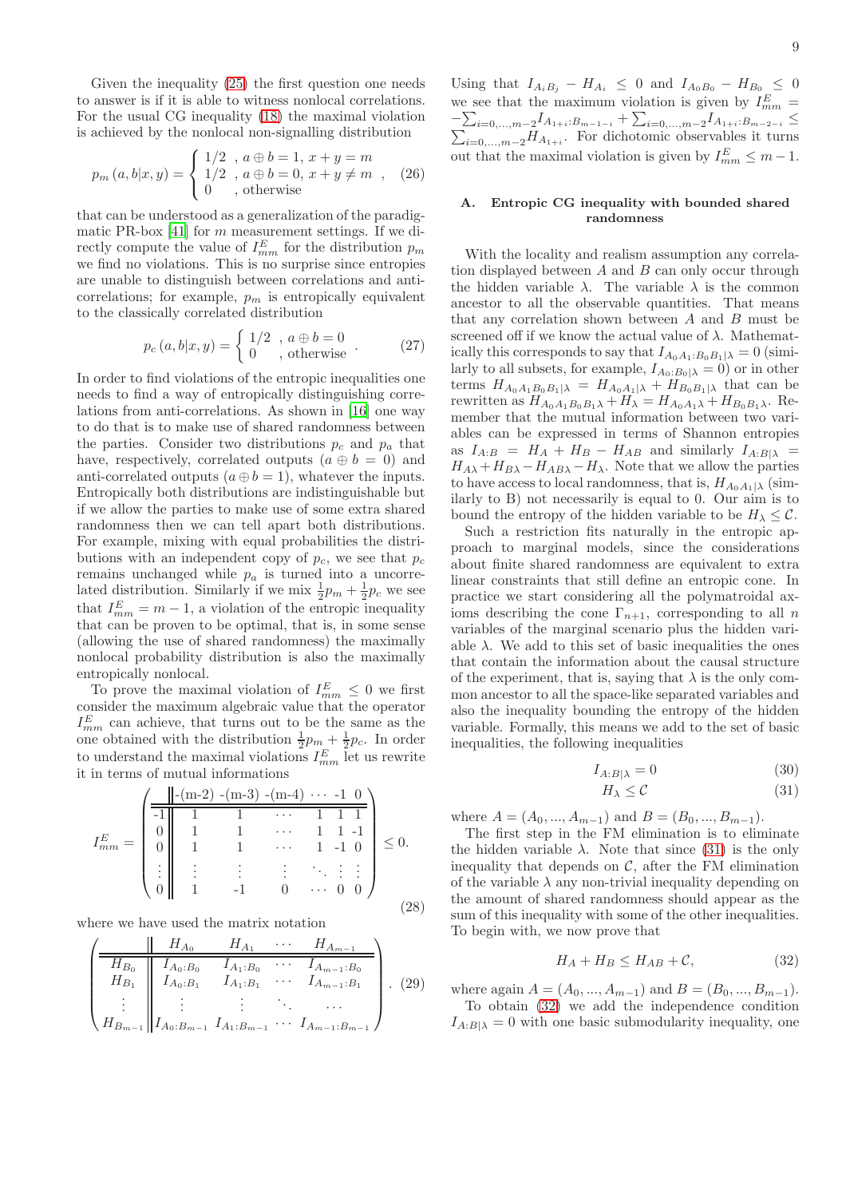Given the inequality (25) the first question one needs to answer is if it is able to witness nonlocal correlations. For the usual CG inequality (18) the maximal violation is achieved by the nonlocal non-signalling distribution

$$p_m(a,b|x,y) = \begin{cases} 1/2 & , a\oplus b = 1,\ x+y=m \\ 1/2 & , a\oplus b = 0,\ x+y\neq m \\ 0 & , \text{otherwise} \end{cases}, \quad (26)$$

that can be understood as a generalization of the paradigmatic PR-box [41] for $m$ measurement settings. If we directly compute the value of $I^E_{mm}$ for the distribution $p_m$ we find no violations. This is no surprise since entropies are unable to distinguish between correlations and anti-correlations; for example, $p_m$ is entropically equivalent to the classically correlated distribution

$$p_c(a,b|x,y) = \begin{cases} 1/2 & , a\oplus b = 0 \\ 0 & , \text{otherwise} \end{cases}. \quad (27)$$

In order to find violations of the entropic inequalities one needs to find a way of entropically distinguishing correlations from anti-correlations. As shown in [16] one way to do that is to make use of shared randomness between the parties. Consider two distributions $p_c$ and $p_a$ that have, respectively, correlated outputs ($a\oplus b = 0$) and anti-correlated outputs ($a\oplus b = 1$), whatever the inputs. Entropically both distributions are indistinguishable but if we allow the parties to make use of some extra shared randomness then we can tell apart both distributions. For example, mixing with equal probabilities the distributions with an independent copy of $p_c$, we see that $p_c$ remains unchanged while $p_a$ is turned into a uncorrelated distribution. Similarly if we mix $\frac{1}{2}p_m + \frac{1}{2}p_c$ we see that $I^E_{mm} = m-1$, a violation of the entropic inequality that can be proven to be optimal, that is, in some sense (allowing the use of shared randomness) the maximally nonlocal probability distribution is also the maximally entropically nonlocal.

To prove the maximal violation of $I^E_{mm} \leq 0$ we first consider the maximum algebraic value that the operator $I^E_{mm}$ can achieve, that turns out to be the same as the one obtained with the distribution $\frac{1}{2}p_m + \frac{1}{2}p_c$. In order to understand the maximal violations $I^E_{mm}$ let us rewrite it in terms of mutual informations

$$I^E_{mm} = \left(\begin{array}{c||cccccc} & \text{-(m-2)} & \text{-(m-3)} & \text{-(m-4)} & \cdots & -1 & 0 \\ \hline -1 & 1 & 1 & \cdots & 1 & 1 & 1 \\ 0 & 1 & 1 & \cdots & 1 & 1 & -1 \\ 0 & 1 & 1 & \cdots & 1 & -1 & 0 \\ \vdots & \vdots & \vdots & \vdots & \ddots & \vdots & \vdots \\ 0 & 1 & -1 & 0 & \cdots & 0 & 0 \end{array}\right) \leq 0. \quad (28)$$

where we have used the matrix notation

$$\left(\begin{array}{c||cccc} & H_{A_0} & H_{A_1} & \cdots & H_{A_{m-1}} \\ \hline H_{B_0} & I_{A_0:B_0} & I_{A_1:B_0} & \cdots & I_{A_{m-1}:B_0} \\ H_{B_1} & I_{A_0:B_1} & I_{A_1:B_1} & \cdots & I_{A_{m-1}:B_1} \\ \vdots & \vdots & \vdots & \ddots & \cdots \\ H_{B_{m-1}} & I_{A_0:B_{m-1}} & I_{A_1:B_{m-1}} & \cdots & I_{A_{m-1}:B_{m-1}} \end{array}\right). \quad (29)$$

Using that $I_{A_iB_j} - H_{A_i} \leq 0$ and $I_{A_0B_0} - H_{B_0} \leq 0$ we see that the maximum violation is given by $I^E_{mm} = -\sum_{i=0,\dots,m-2} I_{A_{1+i}:B_{m-1-i}} + \sum_{i=0,\dots,m-2} I_{A_{1+i}:B_{m-2-i}} \leq \sum_{i=0,\dots,m-2} H_{A_{1+i}}$. For dichotomic observables it turns out that the maximal violation is given by $I^E_{mm} \leq m-1$.

## A. Entropic CG inequality with bounded shared randomness

With the locality and realism assumption any correlation displayed between $A$ and $B$ can only occur through the hidden variable $\lambda$. The variable $\lambda$ is the common ancestor to all the observable quantities. That means that any correlation shown between $A$ and $B$ must be screened off if we know the actual value of $\lambda$. Mathematically this corresponds to say that $I_{A_0A_1:B_0B_1|\lambda} = 0$ (similarly to all subsets, for example, $I_{A_0:B_0|\lambda} = 0$) or in other terms $H_{A_0A_1B_0B_1|\lambda} = H_{A_0A_1|\lambda} + H_{B_0B_1|\lambda}$ that can be rewritten as $H_{A_0A_1B_0B_1\lambda} + H_\lambda = H_{A_0A_1\lambda} + H_{B_0B_1\lambda}$. Remember that the mutual information between two variables can be expressed in terms of Shannon entropies as $I_{A:B} = H_A + H_B - H_{AB}$ and similarly $I_{A:B|\lambda} = H_{A\lambda} + H_{B\lambda} - H_{AB\lambda} - H_\lambda$. Note that we allow the parties to have access to local randomness, that is, $H_{A_0A_1|\lambda}$ (similarly to B) not necessarily is equal to 0. Our aim is to bound the entropy of the hidden variable to be $H_\lambda \leq \mathcal{C}$.

Such a restriction fits naturally in the entropic approach to marginal models, since the considerations about finite shared randomness are equivalent to extra linear constraints that still define an entropic cone. In practice we start considering all the polymatroidal axioms describing the cone $\Gamma_{n+1}$, corresponding to all $n$ variables of the marginal scenario plus the hidden variable $\lambda$. We add to this set of basic inequalities the ones that contain the information about the causal structure of the experiment, that is, saying that $\lambda$ is the only common ancestor to all the space-like separated variables and also the inequality bounding the entropy of the hidden variable. Formally, this means we add to the set of basic inequalities, the following inequalities

$$I_{A:B|\lambda} = 0 \quad (30)$$
$$H_\lambda \leq \mathcal{C} \quad (31)$$

where $A = (A_0, \dots, A_{m-1})$ and $B = (B_0, \dots, B_{m-1})$.

The first step in the FM elimination is to eliminate the hidden variable $\lambda$. Note that since (31) is the only inequality that depends on $\mathcal{C}$, after the FM elimination of the variable $\lambda$ any non-trivial inequality depending on the amount of shared randomness should appear as the sum of this inequality with some of the other inequalities. To begin with, we now prove that

$$H_A + H_B \leq H_{AB} + \mathcal{C}, \quad (32)$$

where again $A = (A_0, \dots, A_{m-1})$ and $B = (B_0, \dots, B_{m-1})$.

To obtain (32) we add the independence condition $I_{A:B|\lambda} = 0$ with one basic submodularity inequality, one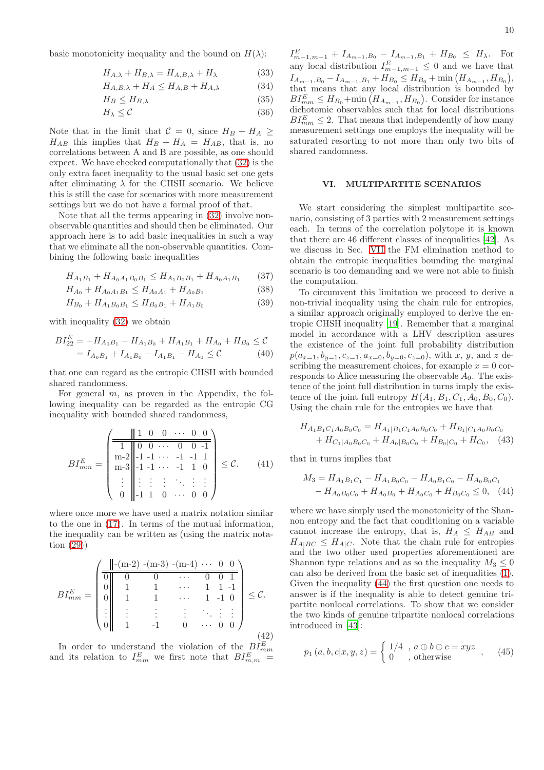basic monotonicity inequality and the bound on $H(\lambda)$:

$$H_{A,\lambda} + H_{B,\lambda} = H_{A,B,\lambda} + H_{\lambda} \quad (33)$$

$$H_{A,B,\lambda} + H_{A} \leq H_{A,B} + H_{A,\lambda} \quad (34)$$

$$H_{B} \leq H_{B,\lambda} \quad (35)$$

$$H_{\lambda} \leq \mathcal{C} \quad (36)$$

Note that in the limit that $\mathcal{C} = 0$, since $H_B + H_A \geq H_{AB}$ this implies that $H_B + H_A = H_{AB}$, that is, no correlations between A and B are possible, as one should expect. We have checked computationally that (32) is the only extra facet inequality to the usual basic set one gets after eliminating $\lambda$ for the CHSH scenario. We believe this is still the case for scenarios with more measurement settings but we do not have a formal proof of that.

Note that all the terms appearing in (32) involve non-observable quantities and should then be eliminated. Our approach here is to add basic inequalities in such a way that we eliminate all the non-observable quantities. Combining the following basic inequalities

$$H_{A_1B_1} + H_{A_0A_1B_0B_1} \leq H_{A_1B_0B_1} + H_{A_0A_1B_1} \quad (37)$$

$$H_{A_0} + H_{A_0A_1B_1} \leq H_{A_0A_1} + H_{A_0B_1} \quad (38)$$

$$H_{B_0} + H_{A_1B_0B_1} \leq H_{B_0B_1} + H_{A_1B_0} \quad (39)$$

with inequality (32) we obtain

$$\begin{aligned} BI_{22}^{E} &= -H_{A_0B_1} - H_{A_1B_0} + H_{A_1B_1} + H_{A_0} + H_{B_0} \leq \mathcal{C} \\ &= I_{A_0B_1} + I_{A_1B_0} - I_{A_1B_1} - H_{A_0} \leq \mathcal{C} \end{aligned} \quad (40)$$

that one can regard as the entropic CHSH with bounded shared randomness.

For general $m$, as proven in the Appendix, the following inequality can be regarded as the entropic CG inequality with bounded shared randomness,

$$BI_{mm}^{E} = \left( \begin{array}{c||cccccc} & 1 & 0 & 0 & \cdots & 0 & 0 \\ \hline 1 & 0 & 0 & \cdots & 0 & 0 & \text{-}1 \\ \text{m-}2 & \text{-}1 & \text{-}1 & \cdots & \text{-}1 & \text{-}1 & 1 \\ \text{m-}3 & \text{-}1 & \text{-}1 & \cdots & \text{-}1 & 1 & 0 \\ \vdots & \vdots & \vdots & \vdots & \ddots & \vdots & \vdots \\ 0 & \text{-}1 & 1 & 0 & \cdots & 0 & 0 \end{array} \right) \leq \mathcal{C}. \quad (41)$$

where once more we have used a matrix notation similar to the one in (17). In terms of the mutual information, the inequality can be written as (using the matrix notation (29))

$$BI_{mm}^{E} = \left( \begin{array}{c||cccccc} & \text{-(m-2)} & \text{-(m-3)} & \text{-(m-4)} & \cdots & 0 & 0 \\ \hline 0 & 0 & 0 & \cdots & 0 & 0 & 1 \\ 0 & 1 & 1 & \cdots & 1 & 1 & \text{-}1 \\ 0 & 1 & 1 & \cdots & 1 & \text{-}1 & 0 \\ \vdots & \vdots & \vdots & \vdots & \ddots & \vdots & \vdots \\ 0 & 1 & \text{-}1 & 0 & \cdots & 0 & 0 \end{array} \right) \leq \mathcal{C}. \quad (42)$$

In order to understand the violation of the $BI_{mm}^{E}$ and its relation to $I_{mm}^{E}$ we first note that $BI_{m,m}^{E} = I_{m-1,m-1}^{E} + I_{A_{m-1},B_0} - I_{A_{m-1},B_1} + H_{B_0} \leq H_{\lambda}$. For any local distribution $I_{m-1,m-1}^{E} \leq 0$ and we have that $I_{A_{m-1},B_0} - I_{A_{m-1},B_1} + H_{B_0} \leq H_{B_0} + \min\left(H_{A_{m-1}}, H_{B_0}\right)$, that means that any local distribution is bounded by $BI_{mm}^{E} \leq H_{B_0} + \min\left(H_{A_{m-1}}, H_{B_0}\right)$. Consider for instance dichotomic observables such that for local distributions $BI_{mm}^{E} \leq 2$. That means that independently of how many measurement settings one employs the inequality will be saturated resorting to not more than only two bits of shared randomness.

## VI. MULTIPARTITE SCENARIOS

We start considering the simplest multipartite scenario, consisting of 3 parties with 2 measurement settings each. In terms of the correlation polytope it is known that there are 46 different classes of inequalities [42]. As we discuss in Sec. VII the FM elimination method to obtain the entropic inequalities bounding the marginal scenario is too demanding and we were not able to finish the computation.

To circumvent this limitation we proceed to derive a non-trivial inequality using the chain rule for entropies, a similar approach originally employed to derive the entropic CHSH inequality [19]. Remember that a marginal model in accordance with a LHV description assures the existence of the joint full probability distribution $p(a_{x=1}, b_{y=1}, c_{z=1}, a_{x=0}, b_{y=0}, c_{z=0})$, with $x$, $y$, and $z$ describing the measurement choices, for example $x = 0$ corresponds to Alice measuring the observable $A_0$. The existence of the joint full distribution in turns imply the existence of the joint full entropy $H(A_1, B_1, C_1, A_0, B_0, C_0)$. Using the chain rule for the entropies we have that

$$\begin{aligned} H_{A_1B_1C_1A_0B_0C_0} &= H_{A_1|B_1C_1A_0B_0C_0} + H_{B_1|C_1A_0B_0C_0} \\ &+ H_{C_1|A_0B_0C_0} + H_{A_0|B_0C_0} + H_{B_0|C_0} + H_{C_0}, \end{aligned} \quad (43)$$

that in turns implies that

$$\begin{aligned} M_3 &= H_{A_1B_1C_1} - H_{A_1B_0C_0} - H_{A_0B_1C_0} - H_{A_0B_0C_1} \\ &- H_{A_0B_0C_0} + H_{A_0B_0} + H_{A_0C_0} + H_{B_0C_0} \leq 0, \end{aligned} \quad (44)$$

where we have simply used the monotonicity of the Shannon entropy and the fact that conditioning on a variable cannot increase the entropy, that is, $H_A \leq H_{AB}$ and $H_{A|BC} \leq H_{A|C}$. Note that the chain rule for entropies and the two other used properties aforementioned are Shannon type relations and as so the inequality $M_3 \leq 0$ can also be derived from the basic set of inequalities (1). Given the inequality (44) the first question one needs to answer is if the inequality is able to detect genuine tripartite nonlocal correlations. To show that we consider the two kinds of genuine tripartite nonlocal correlations introduced in [43]:

$$p_1(a, b, c|x, y, z) = \begin{cases} 1/4 & , a \oplus b \oplus c = xyz \\ 0 & , \text{otherwise} \end{cases}, \quad (45)$$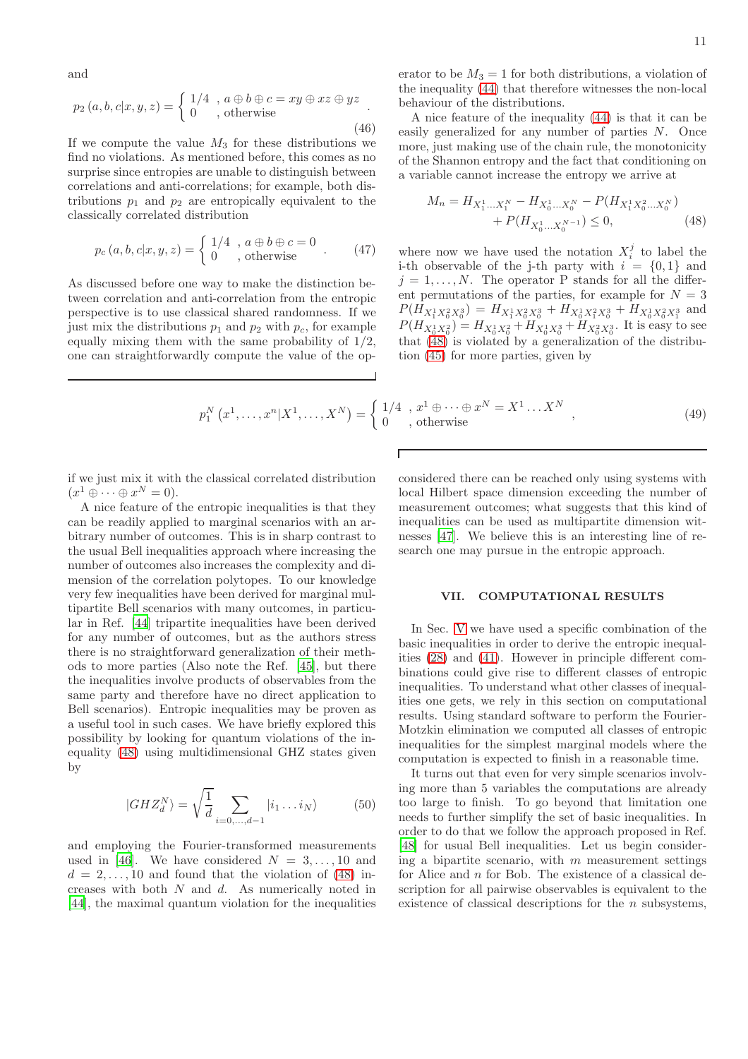and

$$
p_2(a,b,c|x,y,z) = \begin{cases} 1/4 & , a \oplus b \oplus c = xy \oplus xz \oplus yz \\ 0 & , \text{otherwise} \end{cases} . \tag{46}
$$

If we compute the value $M_3$ for these distributions we find no violations. As mentioned before, this comes as no surprise since entropies are unable to distinguish between correlations and anti-correlations; for example, both distributions $p_1$ and $p_2$ are entropically equivalent to the classically correlated distribution

$$
p_c(a,b,c|x,y,z) = \begin{cases} 1/4 & , a \oplus b \oplus c = 0 \\ 0 & , \text{otherwise} \end{cases} . \tag{47}
$$

As discussed before one way to make the distinction between correlation and anti-correlation from the entropic perspective is to use classical shared randomness. If we just mix the distributions $p_1$ and $p_2$ with $p_c$, for example equally mixing them with the same probability of 1/2, one can straightforwardly compute the value of the operator to be $M_3 = 1$ for both distributions, a violation of the inequality (44) that therefore witnesses the non-local behaviour of the distributions.

A nice feature of the inequality (44) is that it can be easily generalized for any number of parties $N$. Once more, just making use of the chain rule, the monotonicity of the Shannon entropy and the fact that conditioning on a variable cannot increase the entropy we arrive at

$$
\begin{aligned}
M_n = H_{X_1^1 \ldots X_1^N} - H_{X_0^1 \ldots X_0^N} - P(H_{X_1^1 X_0^2 \ldots X_0^N}) \\
+ P(H_{X_0^1 \ldots X_0^{N-1}}) \leq 0,
\end{aligned} \tag{48}
$$

where now we have used the notation $X_i^j$ to label the i-th observable of the j-th party with $i = \{0,1\}$ and $j = 1, \ldots, N$. The operator P stands for all the different permutations of the parties, for example for $N = 3$ $P(H_{X_1^1 X_0^2 X_0^3}) = H_{X_1^1 X_0^2 X_0^3} + H_{X_0^1 X_1^2 X_0^3} + H_{X_0^1 X_0^2 X_1^3}$ and $P(H_{X_0^1 X_0^2}) = H_{X_0^1 X_0^2} + H_{X_0^1 X_0^3} + H_{X_0^2 X_0^3}$. It is easy to see that (48) is violated by a generalization of the distribution (45) for more parties, given by

$$
p_1^N(x^1, \ldots, x^n | X^1, \ldots, X^N) = \begin{cases} 1/4 & , x^1 \oplus \cdots \oplus x^N = X^1 \ldots X^N \\ 0 & , \text{otherwise} \end{cases} , \tag{49}
$$

if we just mix it with the classical correlated distribution $(x^1 \oplus \cdots \oplus x^N = 0)$.

A nice feature of the entropic inequalities is that they can be readily applied to marginal scenarios with an arbitrary number of outcomes. This is in sharp contrast to the usual Bell inequalities approach where increasing the number of outcomes also increases the complexity and dimension of the correlation polytopes. To our knowledge very few inequalities have been derived for marginal multipartite Bell scenarios with many outcomes, in particular in Ref. [44] tripartite inequalities have been derived for any number of outcomes, but as the authors stress there is no straightforward generalization of their methods to more parties (Also note the Ref. [45], but there the inequalities involve products of observables from the same party and therefore have no direct application to Bell scenarios). Entropic inequalities may be proven as a useful tool in such cases. We have briefly explored this possibility by looking for quantum violations of the inequality (48) using multidimensional GHZ states given by

$$
|GHZ_d^N\rangle = \sqrt{\frac{1}{d}} \sum_{i=0,\ldots,d-1} |i_1 \ldots i_N\rangle \tag{50}
$$

and employing the Fourier-transformed measurements used in [46]. We have considered $N = 3, \ldots, 10$ and $d = 2, \ldots, 10$ and found that the violation of (48) increases with both $N$ and $d$. As numerically noted in [44], the maximal quantum violation for the inequalities considered there can be reached only using systems with local Hilbert space dimension exceeding the number of measurement outcomes; what suggests that this kind of inequalities can be used as multipartite dimension witnesses [47]. We believe this is an interesting line of research one may pursue in the entropic approach.

## VII. COMPUTATIONAL RESULTS

In Sec. V we have used a specific combination of the basic inequalities in order to derive the entropic inequalities (28) and (41). However in principle different combinations could give rise to different classes of entropic inequalities. To understand what other classes of inequalities one gets, we rely in this section on computational results. Using standard software to perform the Fourier-Motzkin elimination we computed all classes of entropic inequalities for the simplest marginal models where the computation is expected to finish in a reasonable time.

It turns out that even for very simple scenarios involving more than 5 variables the computations are already too large to finish. To go beyond that limitation one needs to further simplify the set of basic inequalities. In order to do that we follow the approach proposed in Ref. [48] for usual Bell inequalities. Let us begin considering a bipartite scenario, with $m$ measurement settings for Alice and $n$ for Bob. The existence of a classical description for all pairwise observables is equivalent to the existence of classical descriptions for the $n$ subsystems,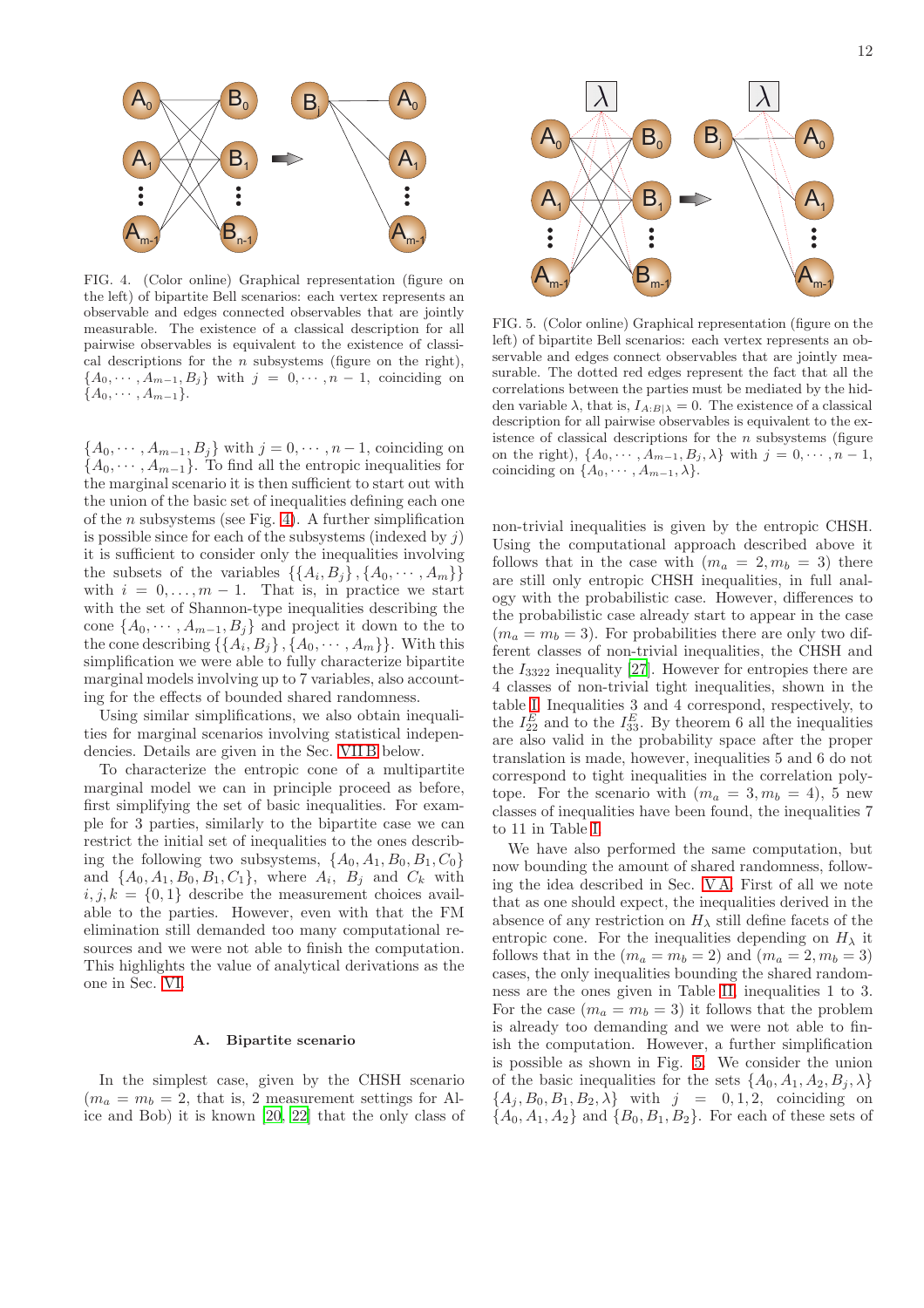FIG. 4. (Color online) Graphical representation (figure on the left) of bipartite Bell scenarios: each vertex represents an observable and edges connected observables that are jointly measurable. The existence of a classical description for all pairwise observables is equivalent to the existence of classical descriptions for the $n$ subsystems (figure on the right), $\{A_0, \cdots, A_{m-1}, B_j\}$ with $j = 0, \cdots, n-1$, coinciding on $\{A_0, \cdots, A_{m-1}\}$.

$\{A_0, \cdots, A_{m-1}, B_j\}$ with $j = 0, \cdots, n-1$, coinciding on $\{A_0, \cdots, A_{m-1}\}$. To find all the entropic inequalities for the marginal scenario it is then sufficient to start out with the union of the basic set of inequalities defining each one of the $n$ subsystems (see Fig. 4). A further simplification is possible since for each of the subsystems (indexed by $j$) it is sufficient to consider only the inequalities involving the subsets of the variables $\{\{A_i, B_j\}, \{A_0, \cdots, A_m\}\}$ with $i = 0, \ldots, m-1$. That is, in practice we start with the set of Shannon-type inequalities describing the cone $\{A_0, \cdots, A_{m-1}, B_j\}$ and project it down to the to the cone describing $\{\{A_i, B_j\}, \{A_0, \cdots, A_m\}\}$. With this simplification we were able to fully characterize bipartite marginal models involving up to 7 variables, also accounting for the effects of bounded shared randomness.

Using similar simplifications, we also obtain inequalities for marginal scenarios involving statistical independencies. Details are given in the Sec. VII B below.

To characterize the entropic cone of a multipartite marginal model we can in principle proceed as before, first simplifying the set of basic inequalities. For example for 3 parties, similarly to the bipartite case we can restrict the initial set of inequalities to the ones describing the following two subsystems, $\{A_0, A_1, B_0, B_1, C_0\}$ and $\{A_0, A_1, B_0, B_1, C_1\}$, where $A_i$, $B_j$ and $C_k$ with $i, j, k = \{0, 1\}$ describe the measurement choices available to the parties. However, even with that the FM elimination still demanded too many computational resources and we were not able to finish the computation. This highlights the value of analytical derivations as the one in Sec. VI.

### A. Bipartite scenario

In the simplest case, given by the CHSH scenario ($m_a = m_b = 2$, that is, 2 measurement settings for Alice and Bob) it is known [20, 22] that the only class of non-trivial inequalities is given by the entropic CHSH. Using the computational approach described above it follows that in the case with ($m_a = 2, m_b = 3$) there are still only entropic CHSH inequalities, in full analogy with the probabilistic case. However, differences to the probabilistic case already start to appear in the case ($m_a = m_b = 3$). For probabilities there are only two different classes of non-trivial inequalities, the CHSH and the $I_{3322}$ inequality [27]. However for entropies there are 4 classes of non-trivial tight inequalities, shown in the table I. Inequalities 3 and 4 correspond, respectively, to the $I^E_{22}$ and to the $I^E_{33}$. By theorem 6 all the inequalities are also valid in the probability space after the proper translation is made, however, inequalities 5 and 6 do not correspond to tight inequalities in the correlation polytope. For the scenario with ($m_a = 3, m_b = 4$), 5 new classes of inequalities have been found, the inequalities 7 to 11 in Table I.

FIG. 5. (Color online) Graphical representation (figure on the left) of bipartite Bell scenarios: each vertex represents an observable and edges connect observables that are jointly measurable. The dotted red edges represent the fact that all the correlations between the parties must be mediated by the hidden variable $\lambda$, that is, $I_{A:B|\lambda} = 0$. The existence of a classical description for all pairwise observables is equivalent to the existence of classical descriptions for the $n$ subsystems (figure on the right), $\{A_0, \cdots, A_{m-1}, B_j, \lambda\}$ with $j = 0, \cdots, n-1$, coinciding on $\{A_0, \cdots, A_{m-1}, \lambda\}$.

We have also performed the same computation, but now bounding the amount of shared randomness, following the idea described in Sec. V A. First of all we note that as one should expect, the inequalities derived in the absence of any restriction on $H_\lambda$ still define facets of the entropic cone. For the inequalities depending on $H_\lambda$ it follows that in the ($m_a = m_b = 2$) and ($m_a = 2, m_b = 3$) cases, the only inequalities bounding the shared randomness are the ones given in Table II, inequalities 1 to 3. For the case ($m_a = m_b = 3$) it follows that the problem is already too demanding and we were not able to finish the computation. However, a further simplification is possible as shown in Fig. 5. We consider the union of the basic inequalities for the sets $\{A_0, A_1, A_2, B_j, \lambda\}$ $\{A_j, B_0, B_1, B_2, \lambda\}$ with $j = 0, 1, 2$, coinciding on $\{A_0, A_1, A_2\}$ and $\{B_0, B_1, B_2\}$. For each of these sets of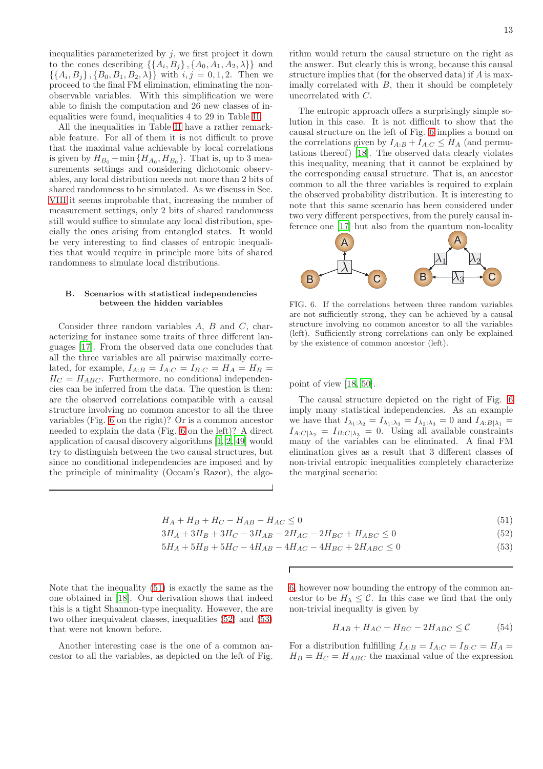inequalities parameterized by $j$, we first project it down to the cones describing $\{\{A_i, B_j\}, \{A_0, A_1, A_2, \lambda\}\}$ and $\{\{A_i, B_j\}, \{B_0, B_1, B_2, \lambda\}\}$ with $i, j = 0, 1, 2$. Then we proceed to the final FM elimination, eliminating the non-observable variables. With this simplification we were able to finish the computation and 26 new classes of inequalities were found, inequalities 4 to 29 in Table II.

All the inequalities in Table II have a rather remarkable feature. For all of them it is not difficult to prove that the maximal value achievable by local correlations is given by $H_{B_0} + \min\{H_{A_0}, H_{B_0}\}$. That is, up to 3 measurements settings and considering dichotomic observables, any local distribution needs not more than 2 bits of shared randomness to be simulated. As we discuss in Sec. VIII it seems improbable that, increasing the number of measurement settings, only 2 bits of shared randomness still would suffice to simulate any local distribution, specially the ones arising from entangled states. It would be very interesting to find classes of entropic inequalities that would require in principle more bits of shared randomness to simulate local distributions.

### B. Scenarios with statistical independencies between the hidden variables

Consider three random variables $A$, $B$ and $C$, characterizing for instance some traits of three different languages [17]. From the observed data one concludes that all the three variables are all pairwise maximally correlated, for example, $I_{A:B} = I_{A:C} = I_{B:C} = H_A = H_B = H_C = H_{ABC}$. Furthermore, no conditional independencies can be inferred from the data. The question is then: are the observed correlations compatible with a causal structure involving no common ancestor to all the three variables (Fig. 6 on the right)? Or is a common ancestor needed to explain the data (Fig. 6 on the left)? A direct application of causal discovery algorithms [1, 2, 49] would try to distinguish between the two causal structures, but since no conditional independencies are imposed and by the principle of minimality (Occam's Razor), the algorithm would return the causal structure on the right as the answer. But clearly this is wrong, because this causal structure implies that (for the observed data) if $A$ is maximally correlated with $B$, then it should be completely uncorrelated with $C$.

The entropic approach offers a surprisingly simple solution in this case. It is not difficult to show that the causal structure on the left of Fig. 6 implies a bound on the correlations given by $I_{A:B} + I_{A:C} \leq H_A$ (and permutations thereof) [18]. The observed data clearly violates this inequality, meaning that it cannot be explained by the corresponding causal structure. That is, an ancestor common to all the three variables is required to explain the observed probability distribution. It is interesting to note that this same scenario has been considered under two very different perspectives, from the purely causal inference one [17] but also from the quantum non-locality point of view [18, 50].

FIG. 6. If the correlations between three random variables are not sufficiently strong, they can be achieved by a causal structure involving no common ancestor to all the variables (left). Sufficiently strong correlations can only be explained by the existence of common ancestor (left).

The causal structure depicted on the right of Fig. 6 imply many statistical independencies. As an example we have that $I_{\lambda_1:\lambda_2} = I_{\lambda_1:\lambda_3} = I_{\lambda_2:\lambda_3} = 0$ and $I_{A:B|\lambda_1} = I_{A:C|\lambda_2} = I_{B:C|\lambda_3} = 0$. Using all available constraints many of the variables can be eliminated. A final FM elimination gives as a result that 3 different classes of non-trivial entropic inequalities completely characterize the marginal scenario:

$$H_A + H_B + H_C - H_{AB} - H_{AC} \leq 0 \tag{51}$$

$$3H_A + 3H_B + 3H_C - 3H_{AB} - 2H_{AC} - 2H_{BC} + H_{ABC} \leq 0 \tag{52}$$

$$5H_A + 5H_B + 5H_C - 4H_{AB} - 4H_{AC} - 4H_{BC} + 2H_{ABC} \leq 0 \tag{53}$$

Note that the inequality (51) is exactly the same as the one obtained in [18]. Our derivation shows that indeed this is a tight Shannon-type inequality. However, the are two other inequivalent classes, inequalities (52) and (53) that were not known before.

Another interesting case is the one of a common ancestor to all the variables, as depicted on the left of Fig. 6, however now bounding the entropy of the common ancestor to be $H_\lambda \leq \mathcal{C}$. In this case we find that the only non-trivial inequality is given by

$$H_{AB} + H_{AC} + H_{BC} - 2H_{ABC} \leq \mathcal{C} \tag{54}$$

For a distribution fulfilling $I_{A:B} = I_{A:C} = I_{B:C} = H_A = H_B = H_C = H_{ABC}$ the maximal value of the expression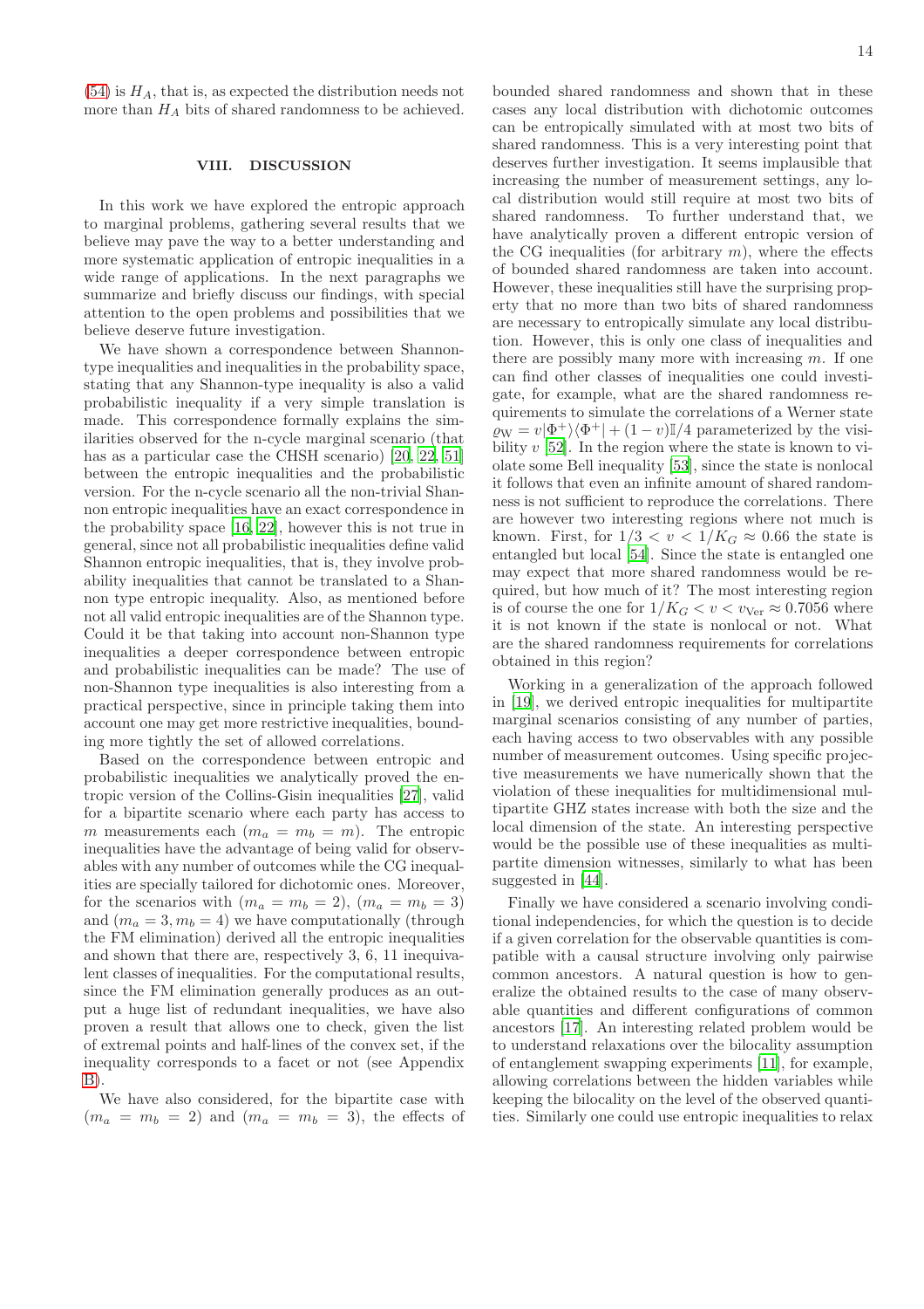(54) is $H_A$, that is, as expected the distribution needs not more than $H_A$ bits of shared randomness to be achieved.

## VIII. DISCUSSION

In this work we have explored the entropic approach to marginal problems, gathering several results that we believe may pave the way to a better understanding and more systematic application of entropic inequalities in a wide range of applications. In the next paragraphs we summarize and briefly discuss our findings, with special attention to the open problems and possibilities that we believe deserve future investigation.

We have shown a correspondence between Shannon-type inequalities and inequalities in the probability space, stating that any Shannon-type inequality is also a valid probabilistic inequality if a very simple translation is made. This correspondence formally explains the similarities observed for the n-cycle marginal scenario (that has as a particular case the CHSH scenario) [20, 22, 51] between the entropic inequalities and the probabilistic version. For the n-cycle scenario all the non-trivial Shannon entropic inequalities have an exact correspondence in the probability space [16, 22], however this is not true in general, since not all probabilistic inequalities define valid Shannon entropic inequalities, that is, they involve probability inequalities that cannot be translated to a Shannon type entropic inequality. Also, as mentioned before not all valid entropic inequalities are of the Shannon type. Could it be that taking into account non-Shannon type inequalities a deeper correspondence between entropic and probabilistic inequalities can be made? The use of non-Shannon type inequalities is also interesting from a practical perspective, since in principle taking them into account one may get more restrictive inequalities, bounding more tightly the set of allowed correlations.

Based on the correspondence between entropic and probabilistic inequalities we analytically proved the entropic version of the Collins-Gisin inequalities [27], valid for a bipartite scenario where each party has access to $m$ measurements each ($m_a = m_b = m$). The entropic inequalities have the advantage of being valid for observables with any number of outcomes while the CG inequalities are specially tailored for dichotomic ones. Moreover, for the scenarios with ($m_a = m_b = 2$), ($m_a = m_b = 3$) and ($m_a = 3, m_b = 4$) we have computationally (through the FM elimination) derived all the entropic inequalities and shown that there are, respectively 3, 6, 11 inequivalent classes of inequalities. For the computational results, since the FM elimination generally produces as an output a huge list of redundant inequalities, we have also proven a result that allows one to check, given the list of extremal points and half-lines of the convex set, if the inequality corresponds to a facet or not (see Appendix B).

We have also considered, for the bipartite case with ($m_a = m_b = 2$) and ($m_a = m_b = 3$), the effects of bounded shared randomness and shown that in these cases any local distribution with dichotomic outcomes can be entropically simulated with at most two bits of shared randomness. This is a very interesting point that deserves further investigation. It seems implausible that increasing the number of measurement settings, any local distribution would still require at most two bits of shared randomness. To further understand that, we have analytically proven a different entropic version of the CG inequalities (for arbitrary $m$), where the effects of bounded shared randomness are taken into account. However, these inequalities still have the surprising property that no more than two bits of shared randomness are necessary to entropically simulate any local distribution. However, this is only one class of inequalities and there are possibly many more with increasing $m$. If one can find other classes of inequalities one could investigate, for example, what are the shared randomness requirements to simulate the correlations of a Werner state $\varrho_{\mathrm{W}} = v|\Phi^+\rangle\langle\Phi^+| + (1-v)\mathbb{I}/4$ parameterized by the visibility $v$ [52]. In the region where the state is known to violate some Bell inequality [53], since the state is nonlocal it follows that even an infinite amount of shared randomness is not sufficient to reproduce the correlations. There are however two interesting regions where not much is known. First, for $1/3 < v < 1/K_G \approx 0.66$ the state is entangled but local [54]. Since the state is entangled one may expect that more shared randomness would be required, but how much of it? The most interesting region is of course the one for $1/K_G < v < v_{\mathrm{Ver}} \approx 0.7056$ where it is not known if the state is nonlocal or not. What are the shared randomness requirements for correlations obtained in this region?

Working in a generalization of the approach followed in [19], we derived entropic inequalities for multipartite marginal scenarios consisting of any number of parties, each having access to two observables with any possible number of measurement outcomes. Using specific projective measurements we have numerically shown that the violation of these inequalities for multidimensional multipartite GHZ states increase with both the size and the local dimension of the state. An interesting perspective would be the possible use of these inequalities as multipartite dimension witnesses, similarly to what has been suggested in [44].

Finally we have considered a scenario involving conditional independencies, for which the question is to decide if a given correlation for the observable quantities is compatible with a causal structure involving only pairwise common ancestors. A natural question is how to generalize the obtained results to the case of many observable quantities and different configurations of common ancestors [17]. An interesting related problem would be to understand relaxations over the bilocality assumption of entanglement swapping experiments [11], for example, allowing correlations between the hidden variables while keeping the bilocality on the level of the observed quantities. Similarly one could use entropic inequalities to relax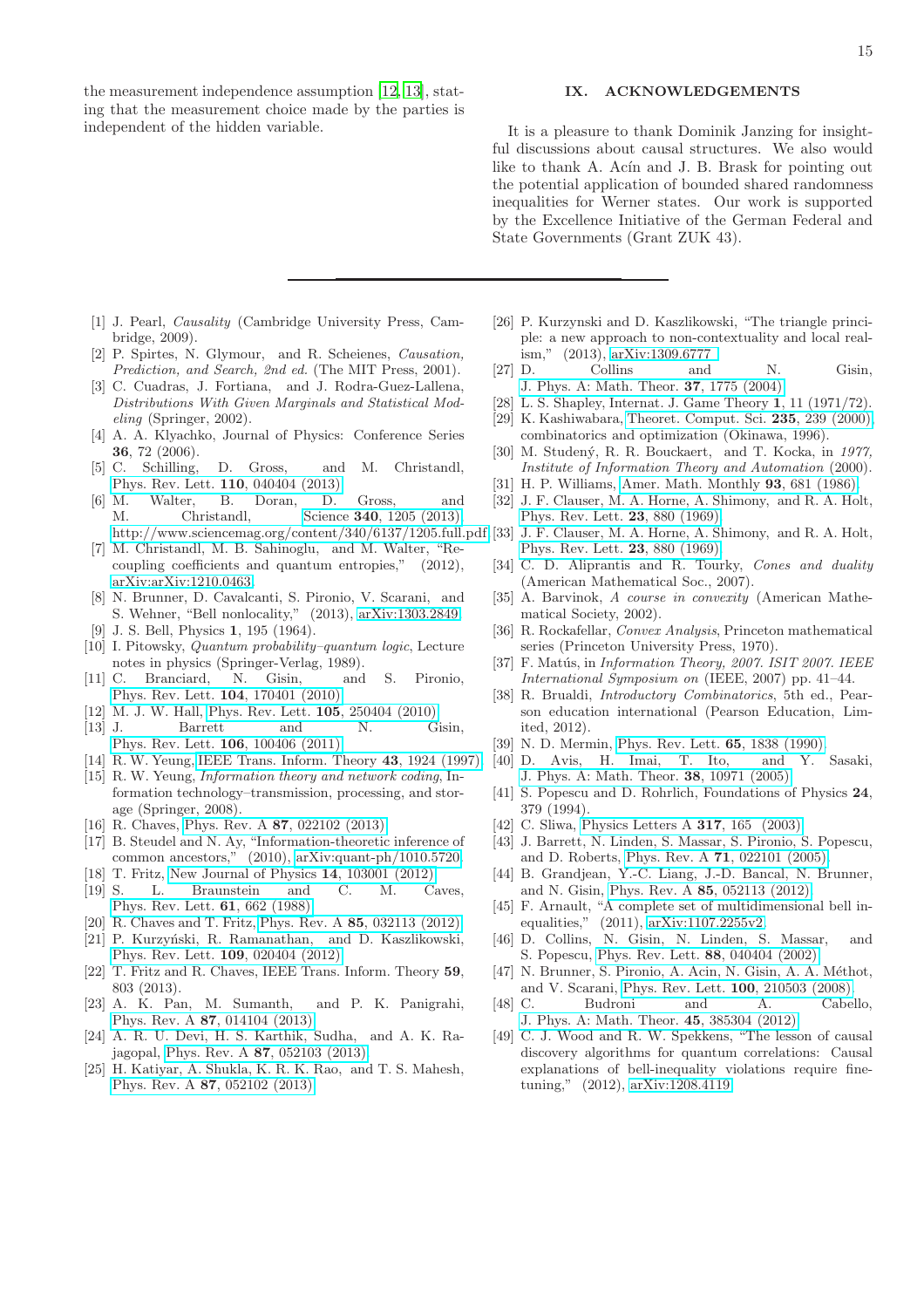the measurement independence assumption [12, 13], stating that the measurement choice made by the parties is independent of the hidden variable.

## IX. ACKNOWLEDGEMENTS

It is a pleasure to thank Dominik Janzing for insightful discussions about causal structures. We also would like to thank A. Acín and J. B. Brask for pointing out the potential application of bounded shared randomness inequalities for Werner states. Our work is supported by the Excellence Initiative of the German Federal and State Governments (Grant ZUK 43).

---

[1] J. Pearl, *Causality* (Cambridge University Press, Cambridge, 2009).
[2] P. Spirtes, N. Glymour, and R. Scheienes, *Causation, Prediction, and Search, 2nd ed.* (The MIT Press, 2001).
[3] C. Cuadras, J. Fortiana, and J. Rodra-Guez-Lallena, *Distributions With Given Marginals and Statistical Modeling* (Springer, 2002).
[4] A. A. Klyachko, Journal of Physics: Conference Series **36**, 72 (2006).
[5] C. Schilling, D. Gross, and M. Christandl, Phys. Rev. Lett. **110**, 040404 (2013).
[6] M. Walter, B. Doran, D. Gross, and M. Christandl, Science **340**, 1205 (2013), http://www.sciencemag.org/content/340/6137/1205.full.pdf.
[7] M. Christandl, M. B. Sahinoglu, and M. Walter, "Recoupling coefficients and quantum entropies," (2012), arXiv:arXiv:1210.0463.
[8] N. Brunner, D. Cavalcanti, S. Pironio, V. Scarani, and S. Wehner, "Bell nonlocality," (2013), arXiv:1303.2849.
[9] J. S. Bell, Physics **1**, 195 (1964).
[10] I. Pitowsky, *Quantum probability–quantum logic*, Lecture notes in physics (Springer-Verlag, 1989).
[11] C. Branciard, N. Gisin, and S. Pironio, Phys. Rev. Lett. **104**, 170401 (2010).
[12] M. J. W. Hall, Phys. Rev. Lett. **105**, 250404 (2010).
[13] J. Barrett and N. Gisin, Phys. Rev. Lett. **106**, 100406 (2011).
[14] R. W. Yeung, IEEE Trans. Inform. Theory **43**, 1924 (1997).
[15] R. W. Yeung, *Information theory and network coding*, Information technology–transmission, processing, and storage (Springer, 2008).
[16] R. Chaves, Phys. Rev. A **87**, 022102 (2013).
[17] B. Steudel and N. Ay, "Information-theoretic inference of common ancestors," (2010), arXiv:quant-ph/1010.5720.
[18] T. Fritz, New Journal of Physics **14**, 103001 (2012).
[19] S. L. Braunstein and C. M. Caves, Phys. Rev. Lett. **61**, 662 (1988).
[20] R. Chaves and T. Fritz, Phys. Rev. A **85**, 032113 (2012).
[21] P. Kurzyński, R. Ramanathan, and D. Kaszlikowski, Phys. Rev. Lett. **109**, 020404 (2012).
[22] T. Fritz and R. Chaves, IEEE Trans. Inform. Theory **59**, 803 (2013).
[23] A. K. Pan, M. Sumanth, and P. K. Panigrahi, Phys. Rev. A **87**, 014104 (2013).
[24] A. R. U. Devi, H. S. Karthik, Sudha, and A. K. Rajagopal, Phys. Rev. A **87**, 052103 (2013).
[25] H. Katiyar, A. Shukla, K. R. K. Rao, and T. S. Mahesh, Phys. Rev. A **87**, 052102 (2013).
[26] P. Kurzynski and D. Kaszlikowski, "The triangle principle: a new approach to non-contextuality and local realism," (2013), arXiv:1309.6777.
[27] D. Collins and N. Gisin, J. Phys. A: Math. Theor. **37**, 1775 (2004).
[28] L. S. Shapley, Internat. J. Game Theory **1**, 11 (1971/72).
[29] K. Kashiwabara, Theoret. Comput. Sci. **235**, 239 (2000), combinatorics and optimization (Okinawa, 1996).
[30] M. Studený, R. R. Bouckaert, and T. Kocka, in *1977, Institute of Information Theory and Automation* (2000).
[31] H. P. Williams, Amer. Math. Monthly **93**, 681 (1986).
[32] J. F. Clauser, M. A. Horne, A. Shimony, and R. A. Holt, Phys. Rev. Lett. **23**, 880 (1969).
[33] J. F. Clauser, M. A. Horne, A. Shimony, and R. A. Holt, Phys. Rev. Lett. **23**, 880 (1969).
[34] C. D. Aliprantis and R. Tourky, *Cones and duality* (American Mathematical Soc., 2007).
[35] A. Barvinok, *A course in convexity* (American Mathematical Society, 2002).
[36] R. Rockafellar, *Convex Analysis*, Princeton mathematical series (Princeton University Press, 1970).
[37] F. Matús, in *Information Theory, 2007. ISIT 2007. IEEE International Symposium on* (IEEE, 2007) pp. 41–44.
[38] R. Brualdi, *Introductory Combinatorics*, 5th ed., Pearson education international (Pearson Education, Limited, 2012).
[39] N. D. Mermin, Phys. Rev. Lett. **65**, 1838 (1990).
[40] D. Avis, H. Imai, T. Ito, and Y. Sasaki, J. Phys. A: Math. Theor. **38**, 10971 (2005).
[41] S. Popescu and D. Rohrlich, Foundations of Physics **24**, 379 (1994).
[42] C. Sliwa, Physics Letters A **317**, 165 (2003).
[43] J. Barrett, N. Linden, S. Massar, S. Pironio, S. Popescu, and D. Roberts, Phys. Rev. A **71**, 022101 (2005).
[44] B. Grandjean, Y.-C. Liang, J.-D. Bancal, N. Brunner, and N. Gisin, Phys. Rev. A **85**, 052113 (2012).
[45] F. Arnault, "A complete set of multidimensional bell inequalities," (2011), arXiv:1107.2255v2.
[46] D. Collins, N. Gisin, N. Linden, S. Massar, and S. Popescu, Phys. Rev. Lett. **88**, 040404 (2002).
[47] N. Brunner, S. Pironio, A. Acin, N. Gisin, A. A. Méthot, and V. Scarani, Phys. Rev. Lett. **100**, 210503 (2008).
[48] C. Budroni and A. Cabello, J. Phys. A: Math. Theor. **45**, 385304 (2012).
[49] C. J. Wood and R. W. Spekkens, "The lesson of causal discovery algorithms for quantum correlations: Causal explanations of bell-inequality violations require fine-tuning," (2012), arXiv:1208.4119.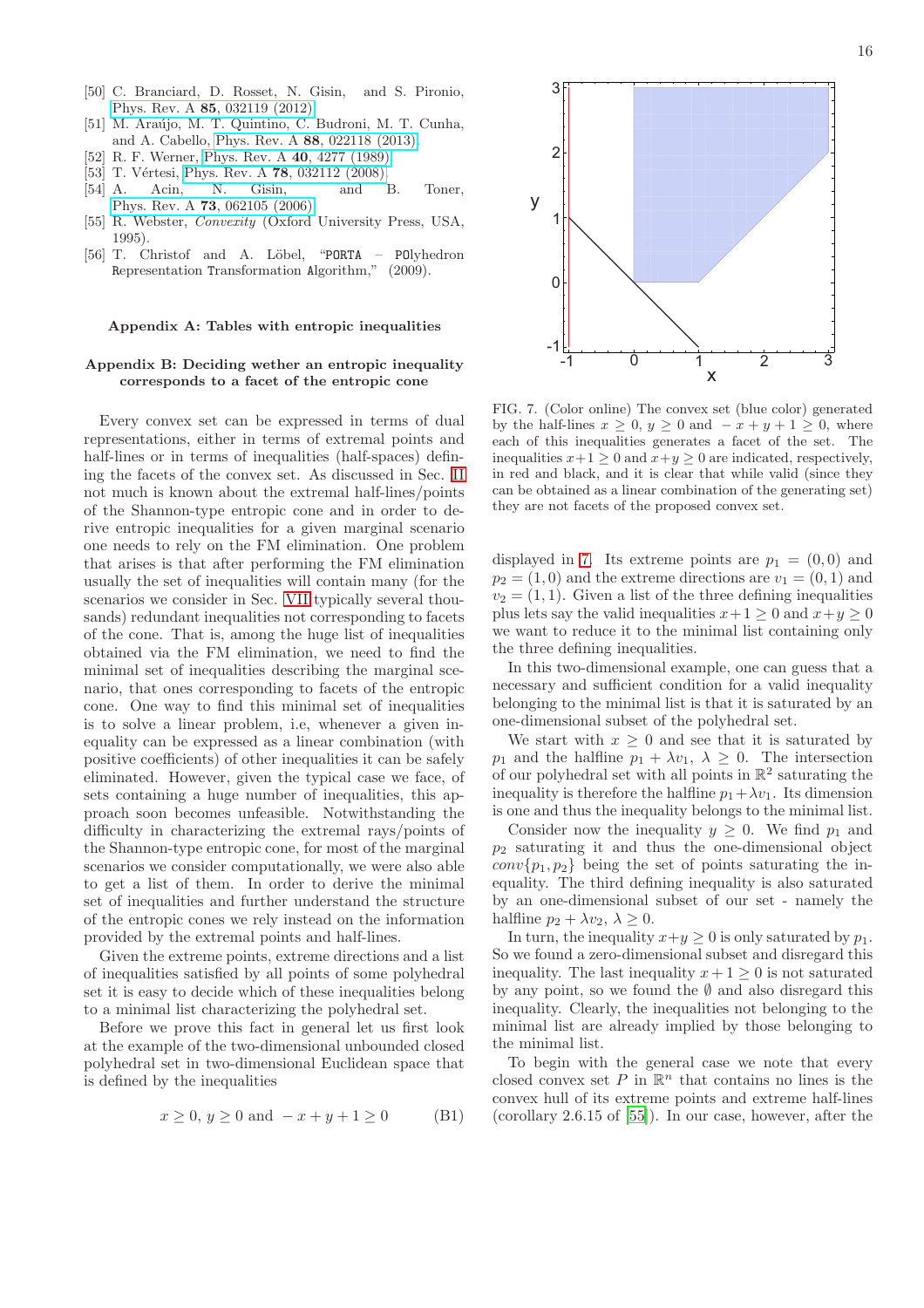[50] C. Branciard, D. Rosset, N. Gisin, and S. Pironio, Phys. Rev. A **85**, 032119 (2012).

[51] M. Araújo, M. T. Quintino, C. Budroni, M. T. Cunha, and A. Cabello, Phys. Rev. A **88**, 022118 (2013).

[52] R. F. Werner, Phys. Rev. A **40**, 4277 (1989).

[53] T. Vértesi, Phys. Rev. A **78**, 032112 (2008).

[54] A. Acin, N. Gisin, and B. Toner, Phys. Rev. A **73**, 062105 (2006).

[55] R. Webster, *Convexity* (Oxford University Press, USA, 1995).

[56] T. Christof and A. Löbel, "PORTA – POlyhedron Representation Transformation Algorithm," (2009).

## Appendix A: Tables with entropic inequalities

## Appendix B: Deciding wether an entropic inequality corresponds to a facet of the entropic cone

Every convex set can be expressed in terms of dual representations, either in terms of extremal points and half-lines or in terms of inequalities (half-spaces) defining the facets of the convex set. As discussed in Sec. II not much is known about the extremal half-lines/points of the Shannon-type entropic cone and in order to derive entropic inequalities for a given marginal scenario one needs to rely on the FM elimination. One problem that arises is that after performing the FM elimination usually the set of inequalities will contain many (for the scenarios we consider in Sec. VII typically several thousands) redundant inequalities not corresponding to facets of the cone. That is, among the huge list of inequalities obtained via the FM elimination, we need to find the minimal set of inequalities describing the marginal scenario, that ones corresponding to facets of the entropic cone. One way to find this minimal set of inequalities is to solve a linear problem, i.e, whenever a given inequality can be expressed as a linear combination (with positive coefficients) of other inequalities it can be safely eliminated. However, given the typical case we face, of sets containing a huge number of inequalities, this approach soon becomes unfeasible. Notwithstanding the difficulty in characterizing the extremal rays/points of the Shannon-type entropic cone, for most of the marginal scenarios we consider computationally, we were also able to get a list of them. In order to derive the minimal set of inequalities and further understand the structure of the entropic cones we rely instead on the information provided by the extremal points and half-lines.

Given the extreme points, extreme directions and a list of inequalities satisfied by all points of some polyhedral set it is easy to decide which of these inequalities belong to a minimal list characterizing the polyhedral set.

Before we prove this fact in general let us first look at the example of the two-dimensional unbounded closed polyhedral set in two-dimensional Euclidean space that is defined by the inequalities

$$x \geq 0,\; y \geq 0 \text{ and } -x+y+1 \geq 0 \tag{B1}$$

FIG. 7. (Color online) The convex set (blue color) generated by the half-lines $x \geq 0$, $y \geq 0$ and $-x+y+1 \geq 0$, where each of this inequalities generates a facet of the set. The inequalities $x+1 \geq 0$ and $x+y \geq 0$ are indicated, respectively, in red and black, and it is clear that while valid (since they can be obtained as a linear combination of the generating set) they are not facets of the proposed convex set.

displayed in 7. Its extreme points are $p_1 = (0,0)$ and $p_2 = (1,0)$ and the extreme directions are $v_1 = (0,1)$ and $v_2 = (1,1)$. Given a list of the three defining inequalities plus lets say the valid inequalities $x+1 \geq 0$ and $x+y \geq 0$ we want to reduce it to the minimal list containing only the three defining inequalities.

In this two-dimensional example, one can guess that a necessary and sufficient condition for a valid inequality belonging to the minimal list is that it is saturated by an one-dimensional subset of the polyhedral set.

We start with $x \geq 0$ and see that it is saturated by $p_1$ and the halfline $p_1 + \lambda v_1$, $\lambda \geq 0$. The intersection of our polyhedral set with all points in $\mathbb{R}^2$ saturating the inequality is therefore the halfline $p_1 + \lambda v_1$. Its dimension is one and thus the inequality belongs to the minimal list.

Consider now the inequality $y \geq 0$. We find $p_1$ and $p_2$ saturating it and thus the one-dimensional object $conv\{p_1, p_2\}$ being the set of points saturating the inequality. The third defining inequality is also saturated by an one-dimensional subset of our set - namely the halfline $p_2 + \lambda v_2$, $\lambda \geq 0$.

In turn, the inequality $x+y \geq 0$ is only saturated by $p_1$. So we found a zero-dimensional subset and disregard this inequality. The last inequality $x+1 \geq 0$ is not saturated by any point, so we found the $\emptyset$ and also disregard this inequality. Clearly, the inequalities not belonging to the minimal list are already implied by those belonging to the minimal list.

To begin with the general case we note that every closed convex set $P$ in $\mathbb{R}^n$ that contains no lines is the convex hull of its extreme points and extreme half-lines (corollary 2.6.15 of [55]). In our case, however, after the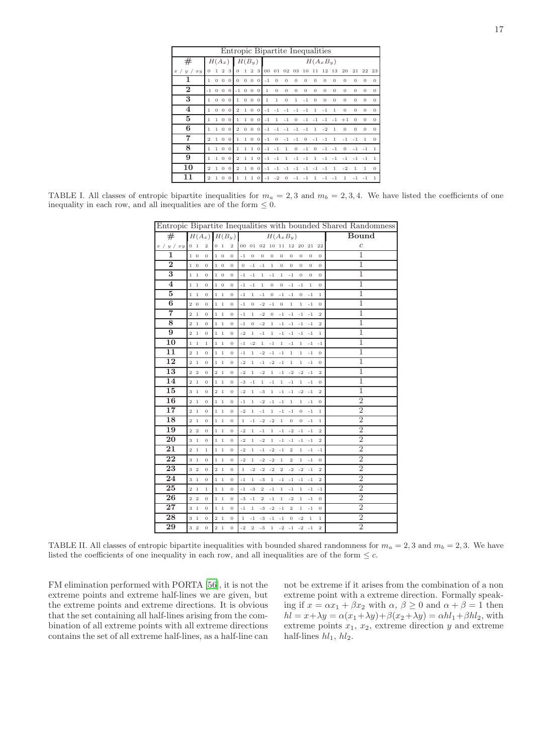| Entropic Bipartite Inequalities | | | | | | | | | | | | | | | | | | | | | | | |
|---|---|---|---|---|---|---|---|---|---|---|---|---|---|---|---|---|---|---|---|---|---|---|---|
| # | $H(A_x)$ | | | | $H(B_y)$ | | | | $H(A_xB_y)$ | | | | | | | | | | | | | | |
| $x$ / $y$ / $xy$ | 0 | 1 | 2 | 3 | 0 | 1 | 2 | 3 | 00 | 01 | 02 | 03 | 10 | 11 | 12 | 13 | 20 | 21 | 22 | 23 | | | |
| **1** | 1 | 0 | 0 | 0 | 0 | 0 | 0 | 0 | -1 | 0 | 0 | 0 | 0 | 0 | 0 | 0 | 0 | 0 | 0 | 0 | | | |
| **2** | -1 | 0 | 0 | 0 | -1 | 0 | 0 | 0 | 1 | 0 | 0 | 0 | 0 | 0 | 0 | 0 | 0 | 0 | 0 | 0 | | | |
| **3** | 1 | 0 | 0 | 0 | 1 | 0 | 0 | 0 | 1 | 1 | 0 | 1 | -1 | 0 | 0 | 0 | 0 | 0 | 0 | 0 | | | |
| **4** | 1 | 0 | 0 | 0 | 2 | 1 | 0 | 0 | -1 | -1 | -1 | -1 | -1 | 1 | -1 | 1 | 0 | 0 | 0 | 0 | | | |
| **5** | 1 | 1 | 0 | 0 | 1 | 1 | 0 | 0 | -1 | 1 | -1 | 0 | -1 | -1 | -1 | -1 | +1 | 0 | 0 | 0 | | | |
| **6** | 1 | 1 | 0 | 0 | 2 | 0 | 0 | 0 | -1 | -1 | -1 | -1 | -1 | 1 | -2 | 1 | 0 | 0 | 0 | 0 | | | |
| **7** | 2 | 1 | 0 | 0 | 1 | 1 | 0 | 0 | -1 | 0 | -1 | -1 | 0 | -1 | -1 | 1 | -1 | -1 | 1 | 0 | | | |
| **8** | 1 | 1 | 0 | 0 | 1 | 1 | 1 | 0 | -1 | -1 | 1 | 0 | -1 | 0 | -1 | -1 | 0 | -1 | -1 | 1 | | | |
| **9** | 1 | 1 | 0 | 0 | 2 | 1 | 1 | 0 | -1 | -1 | 1 | -1 | -1 | 1 | -1 | -1 | -1 | -1 | -1 | 1 | | | |
| **10** | 2 | 1 | 0 | 0 | 2 | 1 | 0 | 0 | -1 | -1 | -1 | -1 | -1 | -1 | -1 | 1 | -2 | 1 | 1 | 0 | | | |
| **11** | 2 | 1 | 0 | 0 | 1 | 1 | 1 | 0 | -1 | -2 | 0 | -1 | -1 | 1 | -1 | -1 | 1 | -1 | -1 | 1 | | | |

TABLE I. All classes of entropic bipartite inequalities for $m_a = 2, 3$ and $m_b = 2, 3, 4$. We have listed the coefficients of one inequality in each row, and all inequalities are of the form $\leq 0$.

| Entropic Bipartite Inequalities with bounded Shared Randomness | | | | | | | | | | | | | | | | |
|---|---|---|---|---|---|---|---|---|---|---|---|---|---|---|---|---|
| # | $H(A_x)$ | | | $H(B_y)$ | | | $H(A_xB_y)$ | | | | | | | | | **Bound** |
| $x$ / $y$ / $xy$ | 0 | 1 | 2 | 0 | 1 | 2 | 00 | 01 | 02 | 10 | 11 | 12 | 20 | 21 | 22 | $c$ |
| **1** | 1 | 0 | 0 | 1 | 0 | 0 | -1 | 0 | 0 | 0 | 0 | 0 | 0 | 0 | 0 | 1 |
| **2** | 1 | 0 | 0 | 1 | 0 | 0 | 0 | -1 | -1 | 1 | 0 | 0 | 0 | 0 | 0 | 1 |
| **3** | 1 | 1 | 0 | 1 | 0 | 0 | -1 | -1 | 1 | -1 | 1 | -1 | 0 | 0 | 0 | 1 |
| **4** | 1 | 1 | 0 | 1 | 0 | 0 | -1 | -1 | 1 | 0 | 0 | -1 | -1 | 1 | 0 | 1 |
| **5** | 1 | 1 | 0 | 1 | 1 | 0 | -1 | 1 | -1 | 0 | -1 | -1 | 0 | -1 | 1 | 1 |
| **6** | 2 | 0 | 0 | 1 | 1 | 0 | -1 | 0 | -2 | -1 | 0 | 1 | 1 | -1 | 0 | 1 |
| **7** | 2 | 1 | 0 | 1 | 1 | 0 | -1 | 1 | -2 | 0 | -1 | -1 | -1 | -1 | 2 | 1 |
| **8** | 2 | 1 | 0 | 1 | 1 | 0 | -1 | 0 | -2 | 1 | -1 | -1 | -1 | -1 | 2 | 1 |
| **9** | 2 | 1 | 0 | 1 | 1 | 0 | -2 | 1 | -1 | 1 | -1 | -1 | -1 | -1 | 1 | 1 |
| **10** | 1 | 1 | 1 | 1 | 1 | 0 | -1 | -2 | 1 | -1 | 1 | -1 | 1 | -1 | -1 | 1 |
| **11** | 2 | 1 | 0 | 1 | 1 | 0 | -1 | 1 | -2 | -1 | -1 | 1 | 1 | -1 | 0 | 1 |
| **12** | 2 | 1 | 0 | 1 | 1 | 0 | -2 | 1 | -1 | -2 | -1 | 1 | 1 | -1 | 0 | 1 |
| **13** | 2 | 2 | 0 | 2 | 1 | 0 | -2 | 1 | -2 | 1 | -1 | -2 | -2 | -1 | 2 | 1 |
| **14** | 2 | 1 | 0 | 1 | 1 | 0 | -3 | -1 | 1 | -1 | 1 | -1 | 1 | -1 | 0 | 1 |
| **15** | 3 | 1 | 0 | 2 | 1 | 0 | -2 | 1 | -3 | 1 | -1 | -1 | -2 | -1 | 2 | 1 |
| **16** | 2 | 1 | 0 | 1 | 1 | 0 | -1 | 1 | -2 | -1 | -1 | 1 | 1 | -1 | 0 | 2 |
| **17** | 2 | 1 | 0 | 1 | 1 | 0 | -2 | 1 | -1 | 1 | -1 | -1 | 0 | -1 | 1 | 2 |
| **18** | 2 | 1 | 0 | 1 | 1 | 0 | 1 | -1 | -2 | -2 | 1 | 0 | 0 | -1 | 1 | 2 |
| **19** | 2 | 2 | 0 | 1 | 1 | 0 | -2 | 1 | -1 | 1 | -1 | -2 | -1 | -1 | 2 | 2 |
| **20** | 3 | 1 | 0 | 1 | 1 | 0 | -2 | 1 | -2 | 1 | -1 | -1 | -1 | -1 | 2 | 2 |
| **21** | 2 | 1 | 1 | 1 | 1 | 0 | -2 | 1 | -1 | -2 | -1 | 2 | 1 | -1 | -1 | 2 |
| **22** | 3 | 1 | 0 | 1 | 1 | 0 | -2 | 1 | -2 | -2 | 1 | 2 | 1 | -1 | 0 | 2 |
| **23** | 3 | 2 | 0 | 2 | 1 | 0 | 1 | -2 | -2 | -2 | 2 | -2 | -2 | -1 | 2 | 2 |
| **24** | 3 | 1 | 0 | 1 | 1 | 0 | -1 | 1 | -3 | 1 | -1 | -1 | -1 | -1 | 2 | 2 |
| **25** | 2 | 1 | 1 | 1 | 1 | 0 | -1 | -3 | 2 | -1 | 1 | -1 | 1 | -1 | -1 | 2 |
| **26** | 2 | 2 | 0 | 1 | 1 | 0 | -3 | -1 | 2 | -1 | 1 | -2 | 1 | -1 | 0 | 2 |
| **27** | 3 | 1 | 0 | 1 | 1 | 0 | -1 | 1 | -3 | -2 | -1 | 2 | 1 | -1 | 0 | 2 |
| **28** | 3 | 1 | 0 | 2 | 1 | 0 | 1 | -1 | -3 | -1 | -1 | 0 | -2 | 1 | 1 | 2 |
| **29** | 3 | 2 | 0 | 2 | 1 | 0 | -2 | 2 | -3 | 1 | -2 | -1 | -2 | -1 | 2 | 2 |

TABLE II. All classes of entropic bipartite inequalities with bounded shared randomness for $m_a = 2, 3$ and $m_b = 2, 3$. We have listed the coefficients of one inequality in each row, and all inequalities are of the form $\leq c$.

FM elimination performed with PORTA [56], it is not the extreme points and extreme half-lines we are given, but the extreme points and extreme directions. It is obvious that the set containing all half-lines arising from the combination of all extreme points with all extreme directions contains the set of all extreme half-lines, as a half-line can not be extreme if it arises from the combination of a non extreme point with a extreme direction. Formally speaking if $x = \alpha x_1 + \beta x_2$ with $\alpha$, $\beta \geq 0$ and $\alpha + \beta = 1$ then $hl = x + \lambda y = \alpha(x_1 + \lambda y) + \beta(x_2 + \lambda y) = \alpha hl_1 + \beta hl_2$, with extreme points $x_1$, $x_2$, extreme direction $y$ and extreme half-lines $hl_1$, $hl_2$.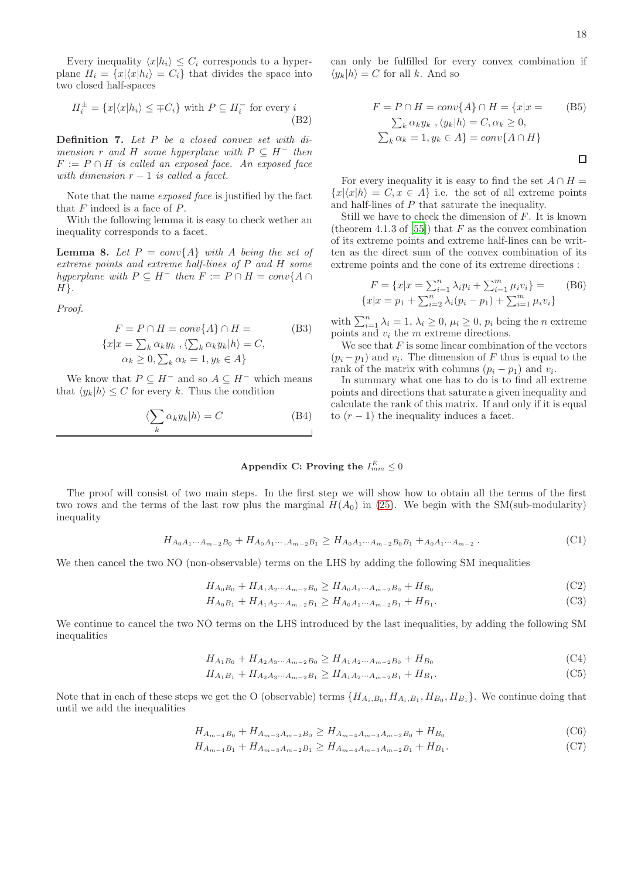Every inequality $\langle x|h_i\rangle \leq C_i$ corresponds to a hyperplane $H_i = \{x|\langle x|h_i\rangle = C_i\}$ that divides the space into two closed half-spaces

$$H_i^{\pm} = \{x|\langle x|h_i\rangle \leq \mp C_i\} \text{ with } P \subseteq H_i^- \text{ for every } i \tag{B2}$$

**Definition 7.** *Let $P$ be a closed convex set with dimension $r$ and $H$ some hyperplane with $P \subseteq H^-$ then $F := P \cap H$ is called an exposed face. An exposed face with dimension $r-1$ is called a facet.*

Note that the name *exposed face* is justified by the fact that $F$ indeed is a face of $P$.

With the following lemma it is easy to check wether an inequality corresponds to a facet.

**Lemma 8.** *Let $P = conv\{A\}$ with $A$ being the set of extreme points and extreme half-lines of $P$ and $H$ some hyperplane with $P \subseteq H^-$ then $F := P \cap H = conv\{A \cap H\}$.*

*Proof.*

$$\begin{aligned} F = P \cap H = conv\{A\} \cap H = \\ \{x|x = \textstyle\sum_k \alpha_k y_k \ , \langle \sum_k \alpha_k y_k|h\rangle = C, \\ \alpha_k \geq 0, \textstyle\sum_k \alpha_k = 1, y_k \in A\} \end{aligned} \tag{B3}$$

We know that $P \subseteq H^-$ and so $A \subseteq H^-$ which means that $\langle y_k|h\rangle \leq C$ for every $k$. Thus the condition

$$\langle \sum_k \alpha_k y_k|h\rangle = C \tag{B4}$$

can only be fulfilled for every convex combination if $\langle y_k|h\rangle = C$ for all $k$. And so

$$\begin{aligned} F = P \cap H = conv\{A\} \cap H = \{x|x = \\ \textstyle\sum_k \alpha_k y_k \ , \langle y_k|h\rangle = C, \alpha_k \geq 0, \\ \textstyle\sum_k \alpha_k = 1, y_k \in A\} = conv\{A \cap H\} \end{aligned} \tag{B5}$$

□

For every inequality it is easy to find the set $A \cap H = \{x|\langle x|h\rangle = C, x \in A\}$ i.e. the set of all extreme points and half-lines of $P$ that saturate the inequality.

Still we have to check the dimension of $F$. It is known (theorem 4.1.3 of [55]) that $F$ as the convex combination of its extreme points and extreme half-lines can be written as the direct sum of the convex combination of its extreme points and the cone of its extreme directions :

$$\begin{aligned} F = \{x|x = \textstyle\sum_{i=1}^n \lambda_i p_i + \sum_{i=1}^m \mu_i v_i\} = \\ \{x|x = p_1 + \textstyle\sum_{i=2}^n \lambda_i (p_i - p_1) + \sum_{i=1}^m \mu_i v_i\} \end{aligned} \tag{B6}$$

with $\sum_{i=1}^n \lambda_i = 1$, $\lambda_i \geq 0$, $\mu_i \geq 0$, $p_i$ being the $n$ extreme points and $v_i$ the $m$ extreme directions.

We see that $F$ is some linear combination of the vectors $(p_i - p_1)$ and $v_i$. The dimension of $F$ thus is equal to the rank of the matrix with columns $(p_i - p_1)$ and $v_i$.

In summary what one has to do is to find all extreme points and directions that saturate a given inequality and calculate the rank of this matrix. If and only if it is equal to $(r-1)$ the inequality induces a facet.

## Appendix C: Proving the $I_{mm}^E \leq 0$

The proof will consist of two main steps. In the first step we will show how to obtain all the terms of the first two rows and the terms of the last row plus the marginal $H(A_0)$ in (25). We begin with the SM(sub-modularity) inequality

$$H_{A_0 A_1 \cdots A_{m-2} B_0} + H_{A_0 A_1 \cdots, A_{m-2} B_1} \geq H_{A_0 A_1 \cdots A_{m-2} B_0 B_1} +_{A_0 A_1 \cdots A_{m-2}} . \tag{C1}$$

We then cancel the two NO (non-observable) terms on the LHS by adding the following SM inequalities

$$H_{A_0 B_0} + H_{A_1 A_2 \cdots A_{m-2} B_0} \geq H_{A_0 A_1 \cdots A_{m-2} B_0} + H_{B_0} \tag{C2}$$

$$H_{A_0 B_1} + H_{A_1 A_2 \cdots A_{m-2} B_1} \geq H_{A_0 A_1 \cdots A_{m-2} B_1} + H_{B_1}. \tag{C3}$$

We continue to cancel the two NO terms on the LHS introduced by the last inequalities, by adding the following SM inequalities

$$H_{A_1 B_0} + H_{A_2 A_3 \cdots A_{m-2} B_0} \geq H_{A_1 A_2 \cdots A_{m-2} B_0} + H_{B_0} \tag{C4}$$

$$H_{A_1 B_1} + H_{A_2 A_3 \cdots A_{m-2} B_1} \geq H_{A_1 A_2 \cdots A_{m-2} B_1} + H_{B_1}. \tag{C5}$$

Note that in each of these steps we get the O (observable) terms $\{H_{A_i, B_0}, H_{A_i, B_1}, H_{B_0}, H_{B_1}\}$. We continue doing that until we add the inequalities

$$H_{A_{m-4} B_0} + H_{A_{m-3} A_{m-2} B_0} \geq H_{A_{m-4} A_{m-3} A_{m-2} B_0} + H_{B_0} \tag{C6}$$

$$H_{A_{m-4} B_1} + H_{A_{m-3} A_{m-2} B_1} \geq H_{A_{m-4} A_{m-3} A_{m-2} B_1} + H_{B_1}. \tag{C7}$$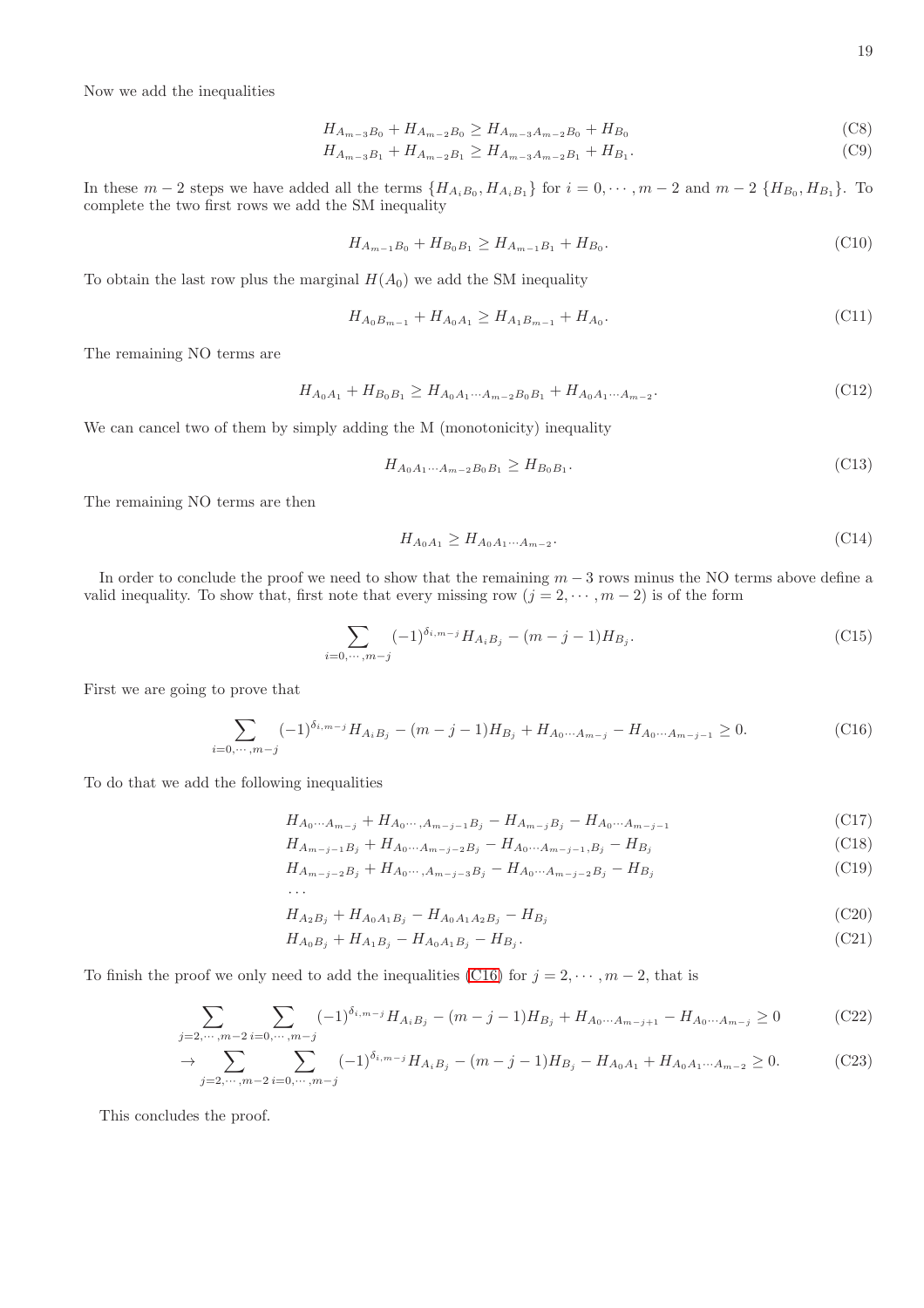Now we add the inequalities

$$H_{A_{m-3}B_0} + H_{A_{m-2}B_0} \geq H_{A_{m-3}A_{m-2}B_0} + H_{B_0} \tag{C8}$$

$$H_{A_{m-3}B_1} + H_{A_{m-2}B_1} \geq H_{A_{m-3}A_{m-2}B_1} + H_{B_1}. \tag{C9}$$

In these $m-2$ steps we have added all the terms $\{H_{A_iB_0}, H_{A_iB_1}\}$ for $i = 0, \cdots, m-2$ and $m-2$ $\{H_{B_0}, H_{B_1}\}$. To complete the two first rows we add the SM inequality

$$H_{A_{m-1}B_0} + H_{B_0B_1} \geq H_{A_{m-1}B_1} + H_{B_0}. \tag{C10}$$

To obtain the last row plus the marginal $H(A_0)$ we add the SM inequality

$$H_{A_0B_{m-1}} + H_{A_0A_1} \geq H_{A_1B_{m-1}} + H_{A_0}. \tag{C11}$$

The remaining NO terms are

$$H_{A_0A_1} + H_{B_0B_1} \geq H_{A_0A_1\cdots A_{m-2}B_0B_1} + H_{A_0A_1\cdots A_{m-2}}. \tag{C12}$$

We can cancel two of them by simply adding the M (monotonicity) inequality

$$H_{A_0A_1\cdots A_{m-2}B_0B_1} \geq H_{B_0B_1}. \tag{C13}$$

The remaining NO terms are then

$$H_{A_0A_1} \geq H_{A_0A_1\cdots A_{m-2}}. \tag{C14}$$

In order to conclude the proof we need to show that the remaining $m-3$ rows minus the NO terms above define a valid inequality. To show that, first note that every missing row ($j = 2, \cdots, m-2$) is of the form

$$\sum_{i=0,\cdots,m-j} (-1)^{\delta_{i,m-j}} H_{A_iB_j} - (m-j-1)H_{B_j}. \tag{C15}$$

First we are going to prove that

$$\sum_{i=0,\cdots,m-j} (-1)^{\delta_{i,m-j}} H_{A_iB_j} - (m-j-1)H_{B_j} + H_{A_0\cdots A_{m-j}} - H_{A_0\cdots A_{m-j-1}} \geq 0. \tag{C16}$$

To do that we add the following inequalities

$$H_{A_0\cdots A_{m-j}} + H_{A_0\cdots,A_{m-j-1}B_j} - H_{A_{m-j}B_j} - H_{A_0\cdots A_{m-j-1}} \tag{C17}$$

$$H_{A_{m-j-1}B_j} + H_{A_0\cdots A_{m-j-2}B_j} - H_{A_0\cdots A_{m-j-1},B_j} - H_{B_j} \tag{C18}$$

$$H_{A_{m-j-2}B_j} + H_{A_0\cdots,A_{m-j-3}B_j} - H_{A_0\cdots A_{m-j-2}B_j} - H_{B_j} \tag{C19}$$

$$\cdots$$

$$H_{A_2B_j} + H_{A_0A_1B_j} - H_{A_0A_1A_2B_j} - H_{B_j} \tag{C20}$$

$$H_{A_0B_j} + H_{A_1B_j} - H_{A_0A_1B_j} - H_{B_j}. \tag{C21}$$

To finish the proof we only need to add the inequalities (C16) for $j = 2, \cdots, m-2$, that is

$$\sum_{j=2,\cdots,m-2} \sum_{i=0,\cdots,m-j} (-1)^{\delta_{i,m-j}} H_{A_iB_j} - (m-j-1)H_{B_j} + H_{A_0\cdots A_{m-j+1}} - H_{A_0\cdots A_{m-j}} \geq 0 \tag{C22}$$

$$\rightarrow \sum_{j=2,\cdots,m-2} \sum_{i=0,\cdots,m-j} (-1)^{\delta_{i,m-j}} H_{A_iB_j} - (m-j-1)H_{B_j} - H_{A_0A_1} + H_{A_0A_1\cdots A_{m-2}} \geq 0. \tag{C23}$$

This concludes the proof.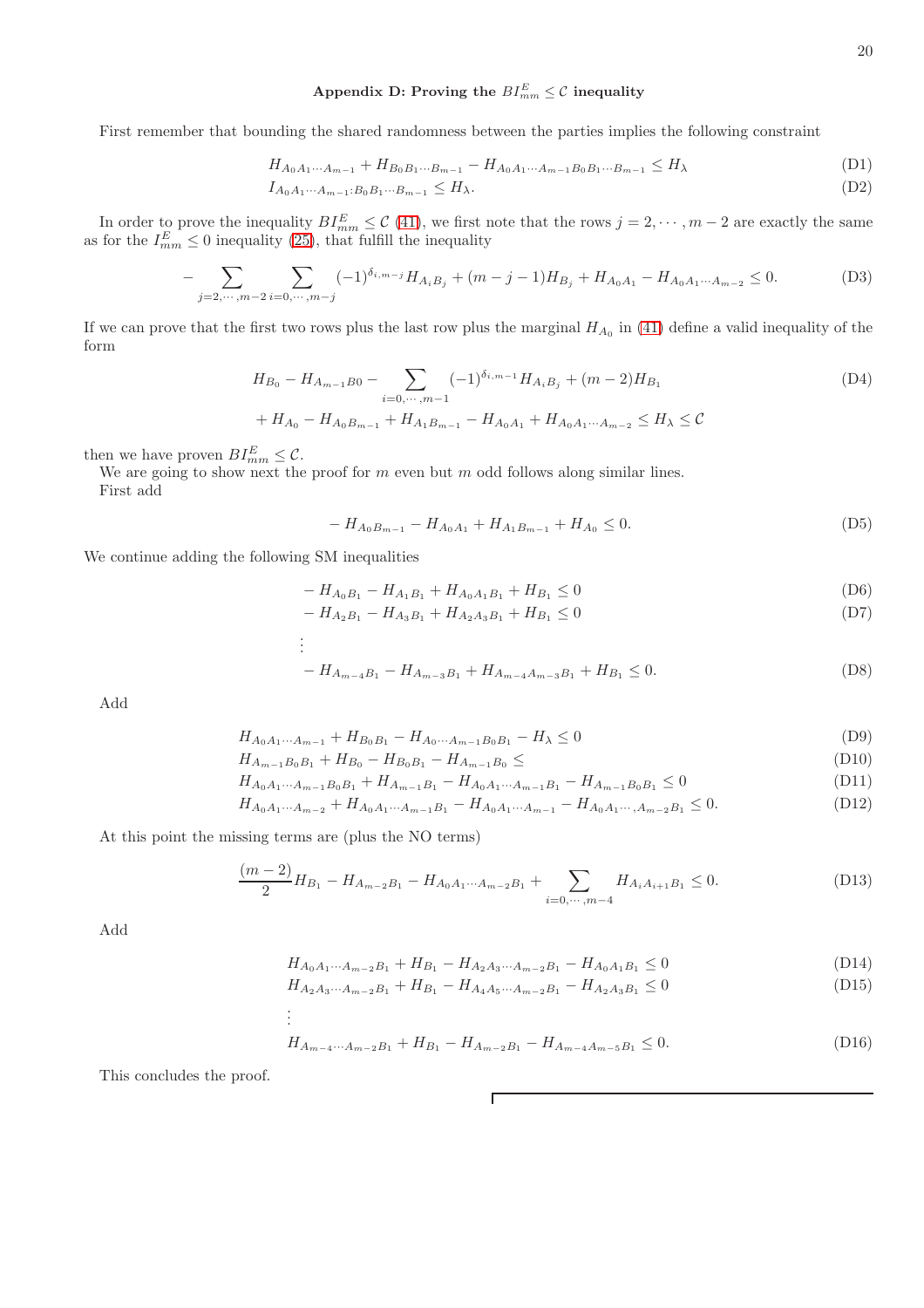### Appendix D: Proving the $BI^E_{mm} \leq \mathcal{C}$ inequality

First remember that bounding the shared randomness between the parties implies the following constraint

$$
H_{A_0A_1\cdots A_{m-1}} + H_{B_0B_1\cdots B_{m-1}} - H_{A_0A_1\cdots A_{m-1}B_0B_1\cdots B_{m-1}} \leq H_\lambda \tag{D1}
$$

$$
I_{A_0A_1\cdots A_{m-1}:B_0B_1\cdots B_{m-1}} \leq H_\lambda. \tag{D2}
$$

In order to prove the inequality $BI^E_{mm} \leq \mathcal{C}$ (41), we first note that the rows $j = 2, \cdots, m-2$ are exactly the same as for the $I^E_{mm} \leq 0$ inequality (25), that fulfill the inequality

$$
-\sum_{j=2,\cdots,m-2}\sum_{i=0,\cdots,m-j}(-1)^{\delta_{i,m-j}}H_{A_iB_j} + (m-j-1)H_{B_j} + H_{A_0A_1} - H_{A_0A_1\cdots A_{m-2}} \leq 0. \tag{D3}
$$

If we can prove that the first two rows plus the last row plus the marginal $H_{A_0}$ in (41) define a valid inequality of the form

$$
\begin{aligned}
&H_{B_0} - H_{A_{m-1}B0} - \sum_{i=0,\cdots,m-1}(-1)^{\delta_{i,m-1}}H_{A_iB_j} + (m-2)H_{B_1} \\
&+ H_{A_0} - H_{A_0B_{m-1}} + H_{A_1B_{m-1}} - H_{A_0A_1} + H_{A_0A_1\cdots A_{m-2}} \leq H_\lambda \leq \mathcal{C}
\end{aligned} \tag{D4}
$$

then we have proven $BI^E_{mm} \leq \mathcal{C}$.

We are going to show next the proof for $m$ even but $m$ odd follows along similar lines.

First add

$$
-H_{A_0B_{m-1}} - H_{A_0A_1} + H_{A_1B_{m-1}} + H_{A_0} \leq 0. \tag{D5}
$$

We continue adding the following SM inequalities

$$
-H_{A_0B_1} - H_{A_1B_1} + H_{A_0A_1B_1} + H_{B_1} \leq 0 \tag{D6}
$$

$$
-H_{A_2B_1} - H_{A_3B_1} + H_{A_2A_3B_1} + H_{B_1} \leq 0 \tag{D7}
$$

$$
\vdots
$$

$$
-H_{A_{m-4}B_1} - H_{A_{m-3}B_1} + H_{A_{m-4}A_{m-3}B_1} + H_{B_1} \leq 0. \tag{D8}
$$

Add

$$
H_{A_0A_1\cdots A_{m-1}} + H_{B_0B_1} - H_{A_0\cdots A_{m-1}B_0B_1} - H_\lambda \leq 0 \tag{D9}
$$

$$
H_{A_{m-1}B_0B_1} + H_{B_0} - H_{B_0B_1} - H_{A_{m-1}B_0} \leq \tag{D10}
$$

$$
H_{A_0A_1\cdots A_{m-1}B_0B_1} + H_{A_{m-1}B_1} - H_{A_0A_1\cdots A_{m-1}B_1} - H_{A_{m-1}B_0B_1} \leq 0 \tag{D11}
$$

$$
H_{A_0A_1\cdots A_{m-2}} + H_{A_0A_1\cdots A_{m-1}B_1} - H_{A_0A_1\cdots A_{m-1}} - H_{A_0A_1\cdots,A_{m-2}B_1} \leq 0. \tag{D12}
$$

At this point the missing terms are (plus the NO terms)

$$
\frac{(m-2)}{2}H_{B_1} - H_{A_{m-2}B_1} - H_{A_0A_1\cdots A_{m-2}B_1} + \sum_{i=0,\cdots,m-4}H_{A_iA_{i+1}B_1} \leq 0. \tag{D13}
$$

Add

$$
H_{A_0A_1\cdots A_{m-2}B_1} + H_{B_1} - H_{A_2A_3\cdots A_{m-2}B_1} - H_{A_0A_1B_1} \leq 0 \tag{D14}
$$

$$
H_{A_2A_3\cdots A_{m-2}B_1} + H_{B_1} - H_{A_4A_5\cdots A_{m-2}B_1} - H_{A_2A_3B_1} \leq 0 \tag{D15}
$$

$$
\vdots
$$

$$
H_{A_{m-4}\cdots A_{m-2}B_1} + H_{B_1} - H_{A_{m-2}B_1} - H_{A_{m-4}A_{m-5}B_1} \leq 0. \tag{D16}
$$

This concludes the proof.